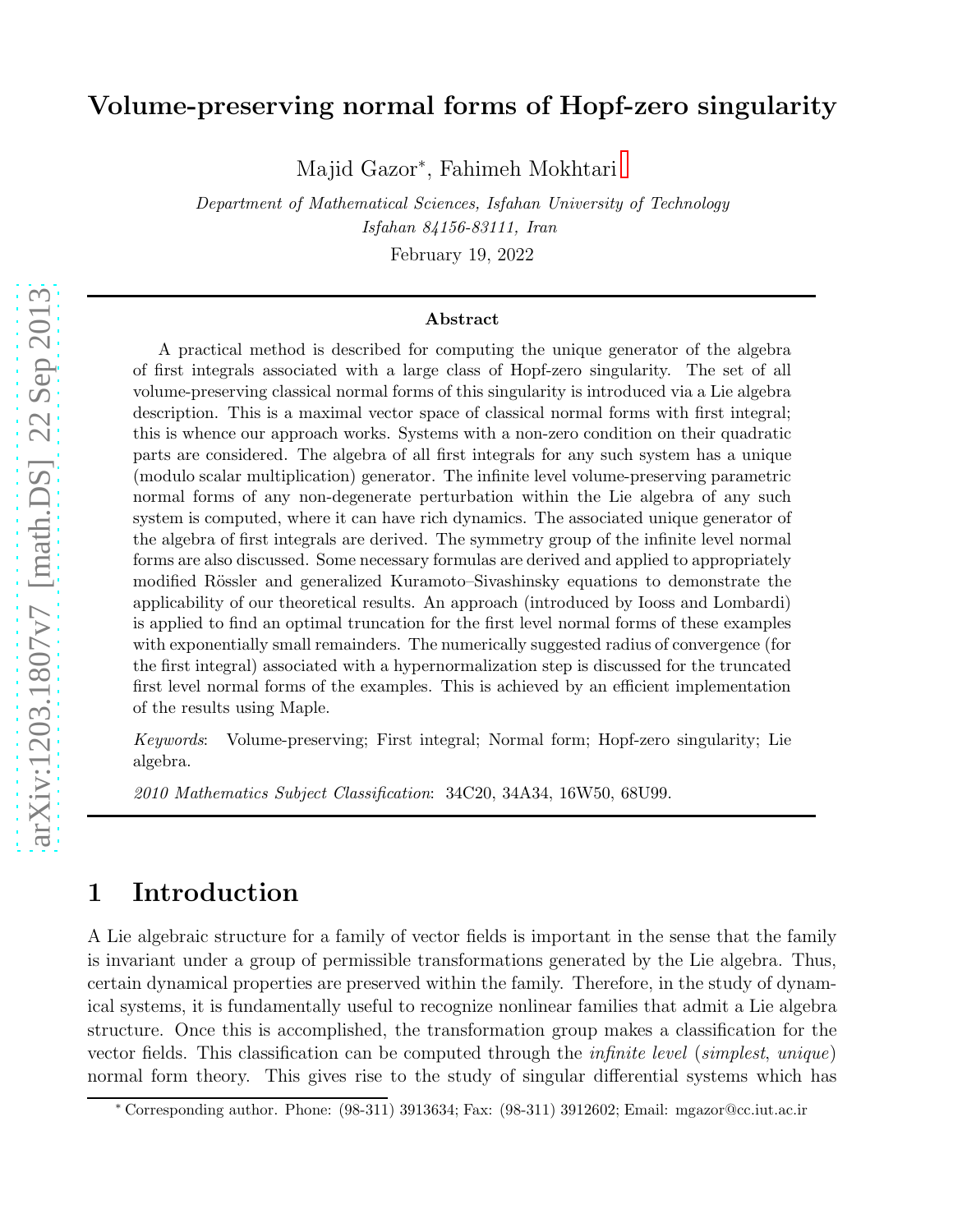# Volume-preserving normal forms of Hopf-zero singularity

Majid Gazor*, Fahimeh Mokhtari

*Department of Mathematical Sciences, Isfahan University of Technology*
*Isfahan 84156-83111, Iran*

February 19, 2022

### Abstract

A practical method is described for computing the unique generator of the algebra of first integrals associated with a large class of Hopf-zero singularity. The set of all volume-preserving classical normal forms of this singularity is introduced via a Lie algebra description. This is a maximal vector space of classical normal forms with first integral; this is whence our approach works. Systems with a non-zero condition on their quadratic parts are considered. The algebra of all first integrals for any such system has a unique (modulo scalar multiplication) generator. The infinite level volume-preserving parametric normal forms of any non-degenerate perturbation within the Lie algebra of any such system is computed, where it can have rich dynamics. The associated unique generator of the algebra of first integrals are derived. The symmetry group of the infinite level normal forms are also discussed. Some necessary formulas are derived and applied to appropriately modified Rössler and generalized Kuramoto–Sivashinsky equations to demonstrate the applicability of our theoretical results. An approach (introduced by Iooss and Lombardi) is applied to find an optimal truncation for the first level normal forms of these examples with exponentially small remainders. The numerically suggested radius of convergence (for the first integral) associated with a hypernormalization step is discussed for the truncated first level normal forms of the examples. This is achieved by an efficient implementation of the results using Maple.

*Keywords*: Volume-preserving; First integral; Normal form; Hopf-zero singularity; Lie algebra.

*2010 Mathematics Subject Classification*: 34C20, 34A34, 16W50, 68U99.

## 1 Introduction

A Lie algebraic structure for a family of vector fields is important in the sense that the family is invariant under a group of permissible transformations generated by the Lie algebra. Thus, certain dynamical properties are preserved within the family. Therefore, in the study of dynamical systems, it is fundamentally useful to recognize nonlinear families that admit a Lie algebra structure. Once this is accomplished, the transformation group makes a classification for the vector fields. This classification can be computed through the *infinite level* (*simplest*, *unique*) normal form theory. This gives rise to the study of singular differential systems which has

---

* Corresponding author. Phone: (98-311) 3913634; Fax: (98-311) 3912602; Email: mgazor@cc.iut.ac.ir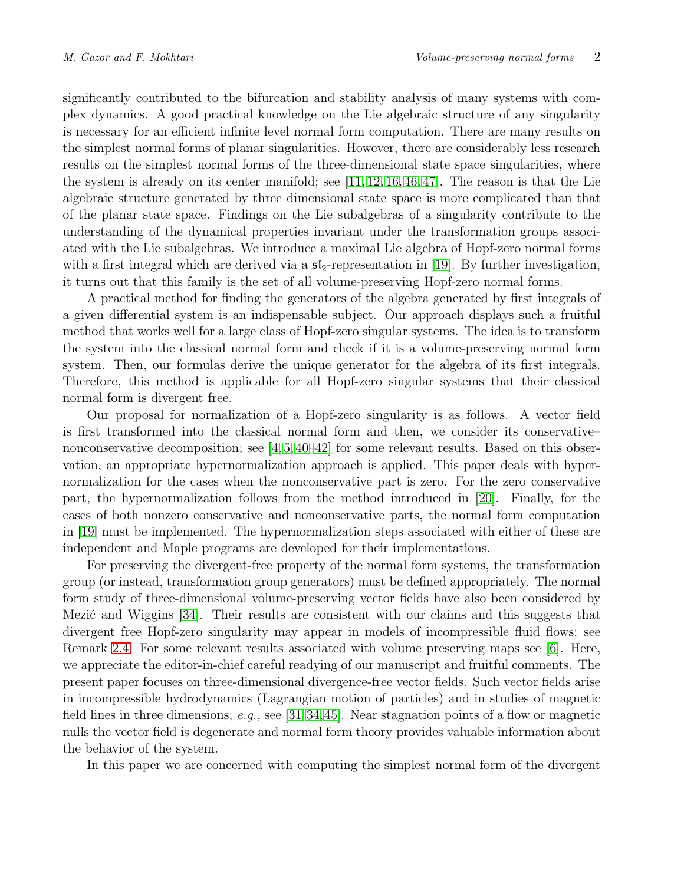significantly contributed to the bifurcation and stability analysis of many systems with complex dynamics. A good practical knowledge on the Lie algebraic structure of any singularity is necessary for an efficient infinite level normal form computation. There are many results on the simplest normal forms of planar singularities. However, there are considerably less research results on the simplest normal forms of the three-dimensional state space singularities, where the system is already on its center manifold; see [11,12,16,46,47]. The reason is that the Lie algebraic structure generated by three dimensional state space is more complicated than that of the planar state space. Findings on the Lie subalgebras of a singularity contribute to the understanding of the dynamical properties invariant under the transformation groups associated with the Lie subalgebras. We introduce a maximal Lie algebra of Hopf-zero normal forms with a first integral which are derived via a $\mathfrak{sl}_2$-representation in [19]. By further investigation, it turns out that this family is the set of all volume-preserving Hopf-zero normal forms.

A practical method for finding the generators of the algebra generated by first integrals of a given differential system is an indispensable subject. Our approach displays such a fruitful method that works well for a large class of Hopf-zero singular systems. The idea is to transform the system into the classical normal form and check if it is a volume-preserving normal form system. Then, our formulas derive the unique generator for the algebra of its first integrals. Therefore, this method is applicable for all Hopf-zero singular systems that their classical normal form is divergent free.

Our proposal for normalization of a Hopf-zero singularity is as follows. A vector field is first transformed into the classical normal form and then, we consider its conservative–nonconservative decomposition; see [4,5,40–42] for some relevant results. Based on this observation, an appropriate hypernormalization approach is applied. This paper deals with hypernormalization for the cases when the nonconservative part is zero. For the zero conservative part, the hypernormalization follows from the method introduced in [20]. Finally, for the cases of both nonzero conservative and nonconservative parts, the normal form computation in [19] must be implemented. The hypernormalization steps associated with either of these are independent and Maple programs are developed for their implementations.

For preserving the divergent-free property of the normal form systems, the transformation group (or instead, transformation group generators) must be defined appropriately. The normal form study of three-dimensional volume-preserving vector fields have also been considered by Mezić and Wiggins [34]. Their results are consistent with our claims and this suggests that divergent free Hopf-zero singularity may appear in models of incompressible fluid flows; see Remark 2.4. For some relevant results associated with volume preserving maps see [6]. Here, we appreciate the editor-in-chief careful readying of our manuscript and fruitful comments. The present paper focuses on three-dimensional divergence-free vector fields. Such vector fields arise in incompressible hydrodynamics (Lagrangian motion of particles) and in studies of magnetic field lines in three dimensions; *e.g.,* see [31,34,45]. Near stagnation points of a flow or magnetic nulls the vector field is degenerate and normal form theory provides valuable information about the behavior of the system.

In this paper we are concerned with computing the simplest normal form of the divergent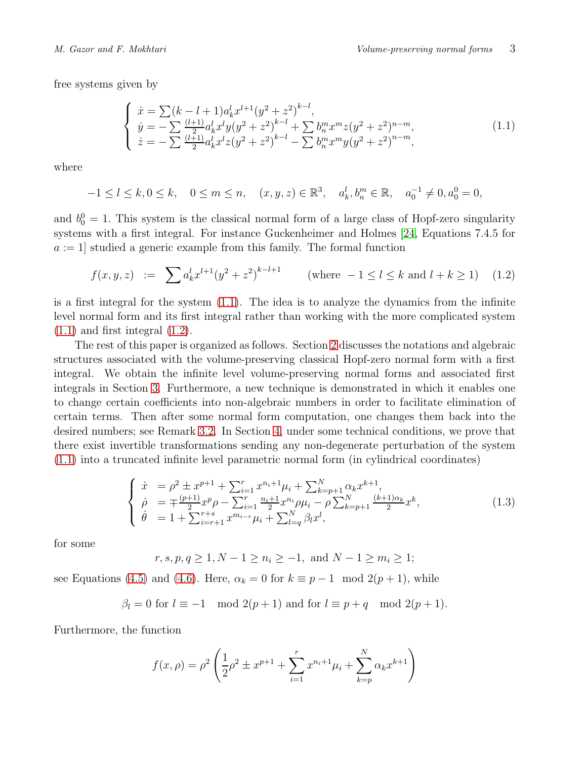free systems given by

$$
\begin{cases}
\dot{x} = \sum (k-l+1) a_k^l x^{l+1} (y^2+z^2)^{k-l}, \\
\dot{y} = -\sum \frac{(l+1)}{2} a_k^l x^l y (y^2+z^2)^{k-l} + \sum b_n^m x^m z (y^2+z^2)^{n-m}, \\
\dot{z} = -\sum \frac{(l+1)}{2} a_k^l x^l z (y^2+z^2)^{k-l} - \sum b_n^m x^m y (y^2+z^2)^{n-m},
\end{cases}
\tag{1.1}
$$

where

$$
-1 \leq l \leq k, 0 \leq k, \quad 0 \leq m \leq n, \quad (x,y,z) \in \mathbb{R}^3, \quad a_k^l, b_n^m \in \mathbb{R}, \quad a_0^{-1} \neq 0, a_0^0 = 0,
$$

and $b_0^0 = 1$. This system is the classical normal form of a large class of Hopf-zero singularity systems with a first integral. For instance Guckenheimer and Holmes [24, Equations 7.4.5 for $a := 1$] studied a generic example from this family. The formal function

$$
f(x,y,z) \;:=\; \sum a_k^l x^{l+1} (y^2+z^2)^{k-l+1} \qquad (\text{where } -1 \leq l \leq k \text{ and } l+k \geq 1) \tag{1.2}
$$

is a first integral for the system (1.1). The idea is to analyze the dynamics from the infinite level normal form and its first integral rather than working with the more complicated system (1.1) and first integral (1.2).

The rest of this paper is organized as follows. Section 2 discusses the notations and algebraic structures associated with the volume-preserving classical Hopf-zero normal form with a first integral. We obtain the infinite level volume-preserving normal forms and associated first integrals in Section 3. Furthermore, a new technique is demonstrated in which it enables one to change certain coefficients into non-algebraic numbers in order to facilitate elimination of certain terms. Then after some normal form computation, one changes them back into the desired numbers; see Remark 3.2. In Section 4, under some technical conditions, we prove that there exist invertible transformations sending any non-degenerate perturbation of the system (1.1) into a truncated infinite level parametric normal form (in cylindrical coordinates)

$$
\begin{cases}
\dot{x} &= \rho^2 \pm x^{p+1} + \sum_{i=1}^{r} x^{n_i+1} \mu_i + \sum_{k=p+1}^{N} \alpha_k x^{k+1}, \\
\dot{\rho} &= \mp \frac{(p+1)}{2} x^p \rho - \sum_{i=1}^{r} \frac{n_i+1}{2} x^{n_i} \rho \mu_i - \rho \sum_{k=p+1}^{N} \frac{(k+1)\alpha_k}{2} x^k, \\
\dot{\theta} &= 1 + \sum_{i=r+1}^{r+s} x^{m_{i-r}} \mu_i + \sum_{l=q}^{N} \beta_l x^l,
\end{cases}
\tag{1.3}
$$

for some

$$
r, s, p, q \geq 1, N-1 \geq n_i \geq -1, \text{ and } N-1 \geq m_i \geq 1;
$$

see Equations (4.5) and (4.6). Here, $\alpha_k = 0$ for $k \equiv p-1 \mod 2(p+1)$, while

$$
\beta_l = 0 \text{ for } l \equiv -1 \mod 2(p+1) \text{ and for } l \equiv p+q \mod 2(p+1).
$$

Furthermore, the function

$$
f(x,\rho) = \rho^2 \left( \frac{1}{2}\rho^2 \pm x^{p+1} + \sum_{i=1}^{r} x^{n_i+1} \mu_i + \sum_{k=p}^{N} \alpha_k x^{k+1} \right)
$$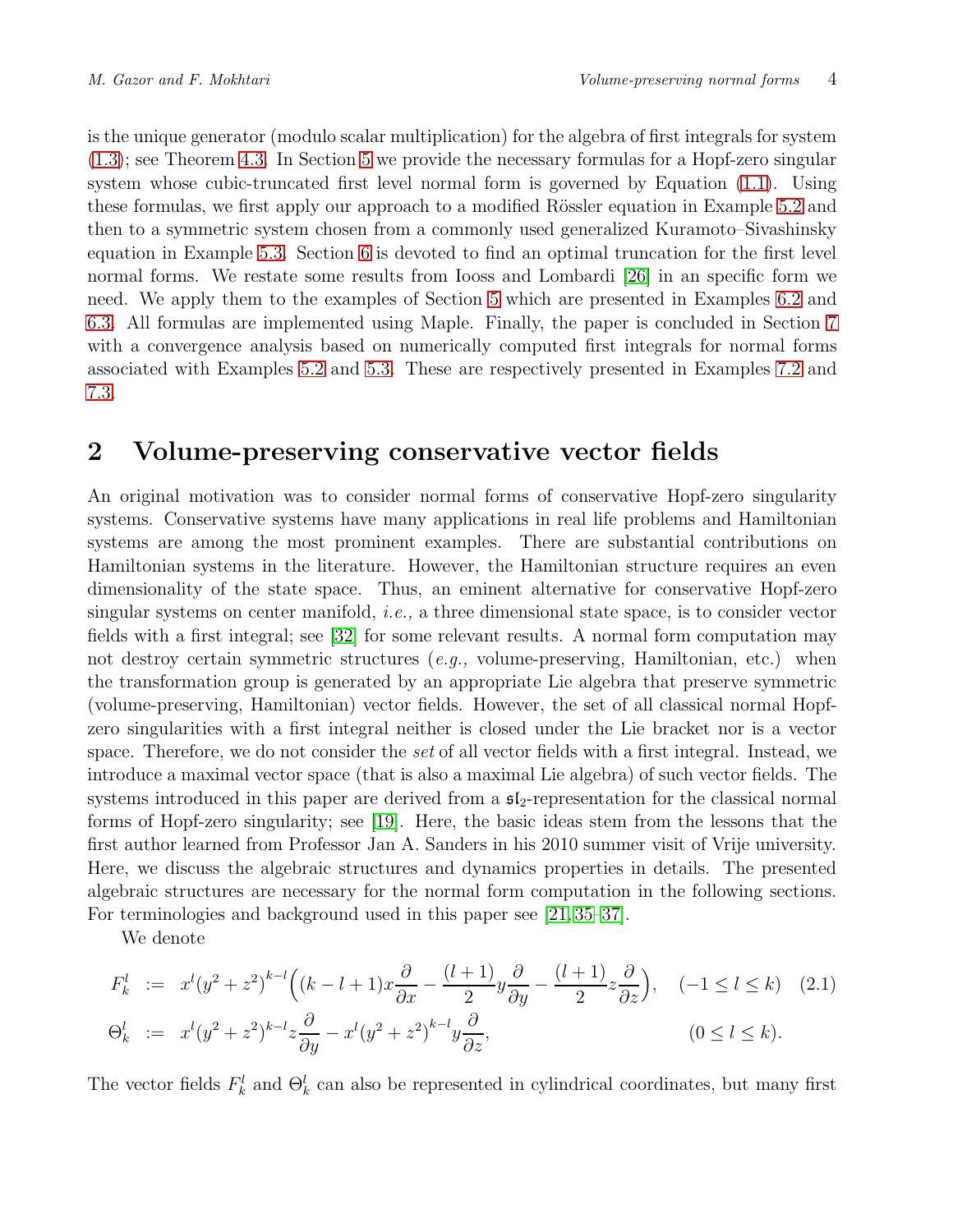is the unique generator (modulo scalar multiplication) for the algebra of first integrals for system (1.3); see Theorem 4.3. In Section 5 we provide the necessary formulas for a Hopf-zero singular system whose cubic-truncated first level normal form is governed by Equation (1.1). Using these formulas, we first apply our approach to a modified Rössler equation in Example 5.2 and then to a symmetric system chosen from a commonly used generalized Kuramoto–Sivashinsky equation in Example 5.3. Section 6 is devoted to find an optimal truncation for the first level normal forms. We restate some results from Iooss and Lombardi [26] in an specific form we need. We apply them to the examples of Section 5 which are presented in Examples 6.2 and 6.3. All formulas are implemented using Maple. Finally, the paper is concluded in Section 7 with a convergence analysis based on numerically computed first integrals for normal forms associated with Examples 5.2 and 5.3. These are respectively presented in Examples 7.2 and 7.3.

## 2 Volume-preserving conservative vector fields

An original motivation was to consider normal forms of conservative Hopf-zero singularity systems. Conservative systems have many applications in real life problems and Hamiltonian systems are among the most prominent examples. There are substantial contributions on Hamiltonian systems in the literature. However, the Hamiltonian structure requires an even dimensionality of the state space. Thus, an eminent alternative for conservative Hopf-zero singular systems on center manifold, *i.e.,* a three dimensional state space, is to consider vector fields with a first integral; see [32] for some relevant results. A normal form computation may not destroy certain symmetric structures (*e.g.,* volume-preserving, Hamiltonian, etc.) when the transformation group is generated by an appropriate Lie algebra that preserve symmetric (volume-preserving, Hamiltonian) vector fields. However, the set of all classical normal Hopf-zero singularities with a first integral neither is closed under the Lie bracket nor is a vector space. Therefore, we do not consider the *set* of all vector fields with a first integral. Instead, we introduce a maximal vector space (that is also a maximal Lie algebra) of such vector fields. The systems introduced in this paper are derived from a $\mathfrak{sl}_2$-representation for the classical normal forms of Hopf-zero singularity; see [19]. Here, the basic ideas stem from the lessons that the first author learned from Professor Jan A. Sanders in his 2010 summer visit of Vrije university. Here, we discuss the algebraic structures and dynamics properties in details. The presented algebraic structures are necessary for the normal form computation in the following sections. For terminologies and background used in this paper see [21, 35–37].

We denote

$$
\begin{aligned}
F_k^l &:= x^l(y^2+z^2)^{k-l}\Big((k-l+1)x\frac{\partial}{\partial x} - \frac{(l+1)}{2}y\frac{\partial}{\partial y} - \frac{(l+1)}{2}z\frac{\partial}{\partial z}\Big), \quad (-1 \le l \le k) \qquad (2.1)\\
\Theta_k^l &:= x^l(y^2+z^2)^{k-l}z\frac{\partial}{\partial y} - x^l(y^2+z^2)^{k-l}y\frac{\partial}{\partial z}, \qquad (0 \le l \le k).
\end{aligned}
$$

The vector fields $F_k^l$ and $\Theta_k^l$ can also be represented in cylindrical coordinates, but many first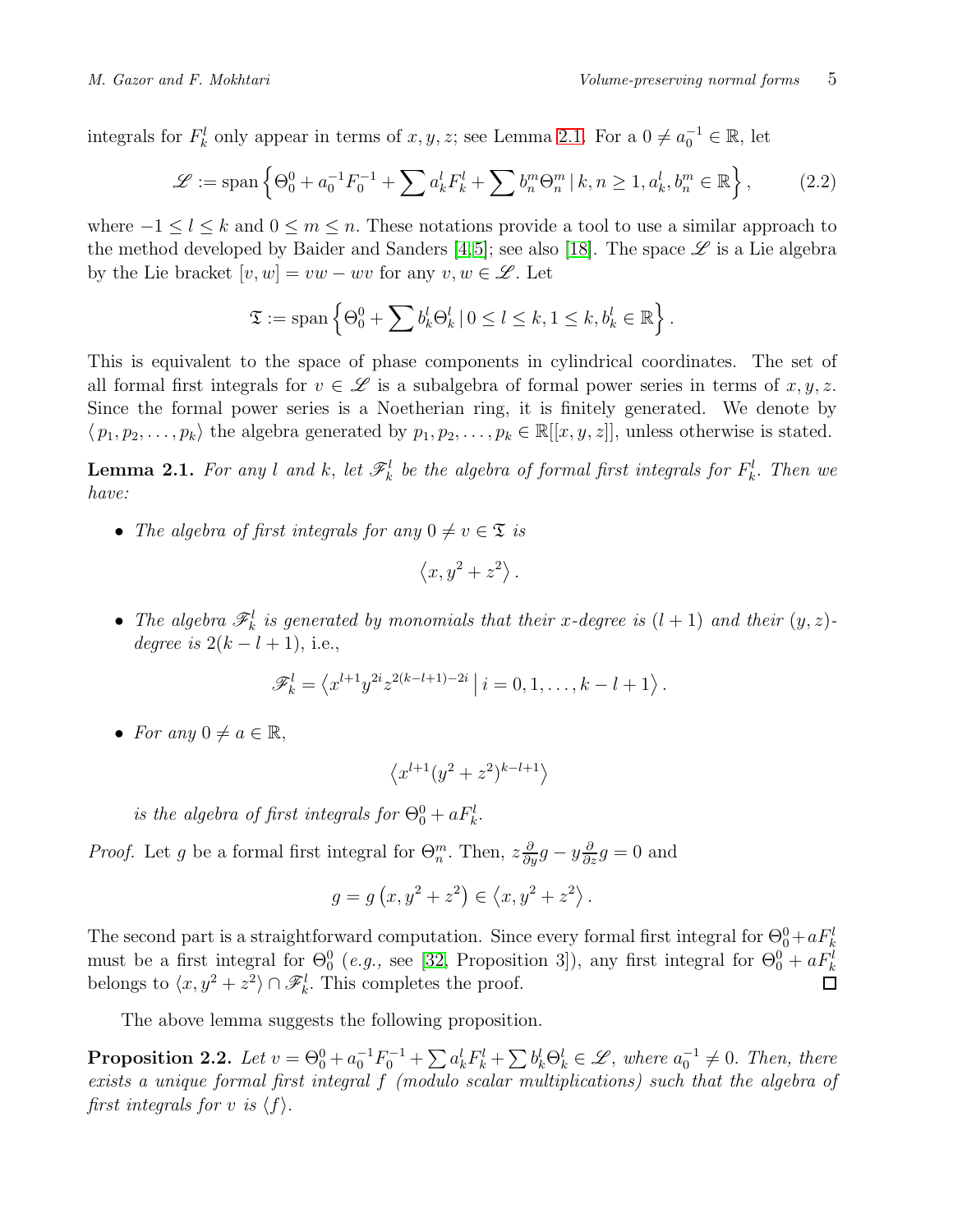integrals for $F_k^l$ only appear in terms of $x, y, z$; see Lemma 2.1. For a $0 \neq a_0^{-1} \in \mathbb{R}$, let

$$
\mathscr{L} := \operatorname{span}\left\{ \Theta_0^0 + a_0^{-1} F_0^{-1} + \sum a_k^l F_k^l + \sum b_n^m \Theta_n^m \,|\, k, n \geq 1, a_k^l, b_n^m \in \mathbb{R} \right\}, \tag{2.2}
$$

where $-1 \leq l \leq k$ and $0 \leq m \leq n$. These notations provide a tool to use a similar approach to the method developed by Baider and Sanders [4,5]; see also [18]. The space $\mathscr{L}$ is a Lie algebra by the Lie bracket $[v, w] = vw - wv$ for any $v, w \in \mathscr{L}$. Let

$$
\mathfrak{T} := \operatorname{span}\left\{ \Theta_0^0 + \sum b_k^l \Theta_k^l \,|\, 0 \leq l \leq k, 1 \leq k, b_k^l \in \mathbb{R} \right\}.
$$

This is equivalent to the space of phase components in cylindrical coordinates. The set of all formal first integrals for $v \in \mathscr{L}$ is a subalgebra of formal power series in terms of $x, y, z$. Since the formal power series is a Noetherian ring, it is finitely generated. We denote by $\langle p_1, p_2, \ldots, p_k \rangle$ the algebra generated by $p_1, p_2, \ldots, p_k \in \mathbb{R}[[x, y, z]]$, unless otherwise is stated.

**Lemma 2.1.** *For any $l$ and $k$, let $\mathscr{F}_k^l$ be the algebra of formal first integrals for $F_k^l$. Then we have:*

- *The algebra of first integrals for any $0 \neq v \in \mathfrak{T}$ is*

$$
\left\langle x, y^2 + z^2 \right\rangle.
$$

- *The algebra $\mathscr{F}_k^l$ is generated by monomials that their $x$-degree is $(l+1)$ and their $(y, z)$-degree is $2(k - l + 1)$, i.e.,*

$$
\mathscr{F}_k^l = \left\langle x^{l+1} y^{2i} z^{2(k-l+1)-2i} \,\middle|\, i = 0, 1, \ldots, k - l + 1 \right\rangle.
$$

- *For any $0 \neq a \in \mathbb{R}$,*

$$
\left\langle x^{l+1} (y^2 + z^2)^{k-l+1} \right\rangle
$$

*is the algebra of first integrals for $\Theta_0^0 + aF_k^l$.*

*Proof.* Let $g$ be a formal first integral for $\Theta_n^m$. Then, $z \frac{\partial}{\partial y} g - y \frac{\partial}{\partial z} g = 0$ and

$$
g = g\left(x, y^2 + z^2\right) \in \left\langle x, y^2 + z^2 \right\rangle.
$$

The second part is a straightforward computation. Since every formal first integral for $\Theta_0^0 + aF_k^l$ must be a first integral for $\Theta_0^0$ (*e.g.,* see [32, Proposition 3]), any first integral for $\Theta_0^0 + aF_k^l$ belongs to $\langle x, y^2 + z^2 \rangle \cap \mathscr{F}_k^l$. This completes the proof. ∎

The above lemma suggests the following proposition.

**Proposition 2.2.** *Let $v = \Theta_0^0 + a_0^{-1} F_0^{-1} + \sum a_k^l F_k^l + \sum b_k^l \Theta_k^l \in \mathscr{L}$, where $a_0^{-1} \neq 0$. Then, there exists a unique formal first integral $f$ (modulo scalar multiplications) such that the algebra of first integrals for $v$ is $\langle f \rangle$.*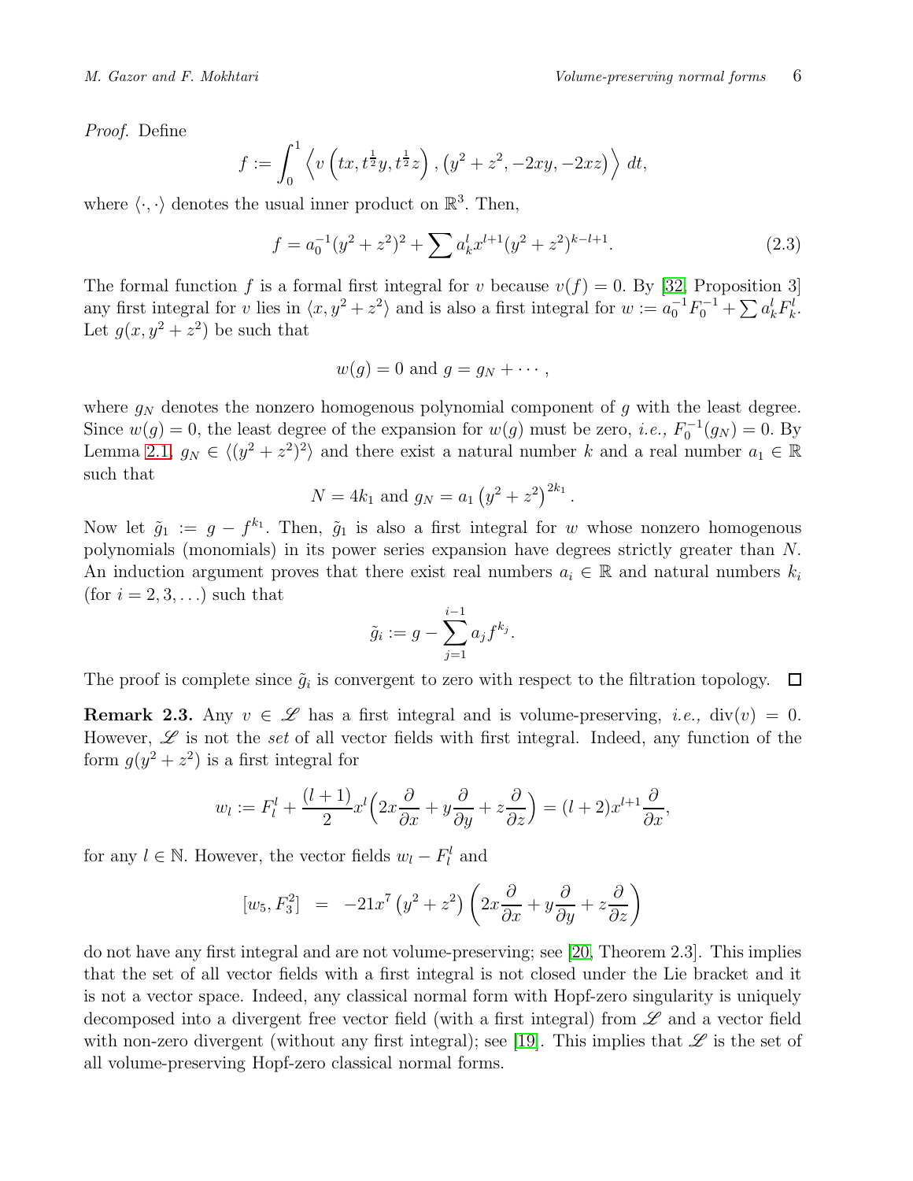*Proof.* Define

$$f := \int_0^1 \left\langle v\left(tx, t^{\frac{1}{2}}y, t^{\frac{1}{2}}z\right), \left(y^2+z^2, -2xy, -2xz\right)\right\rangle dt,$$

where $\langle \cdot, \cdot \rangle$ denotes the usual inner product on $\mathbb{R}^3$. Then,

$$f = a_0^{-1}(y^2+z^2)^2 + \sum a_k^l x^{l+1}(y^2+z^2)^{k-l+1}. \tag{2.3}$$

The formal function $f$ is a formal first integral for $v$ because $v(f) = 0$. By [32, Proposition 3] any first integral for $v$ lies in $\langle x, y^2+z^2 \rangle$ and is also a first integral for $w := a_0^{-1}F_0^{-1} + \sum a_k^l F_k^l$. Let $g(x, y^2+z^2)$ be such that

$$w(g) = 0 \text{ and } g = g_N + \cdots,$$

where $g_N$ denotes the nonzero homogenous polynomial component of $g$ with the least degree. Since $w(g) = 0$, the least degree of the expansion for $w(g)$ must be zero, *i.e.,* $F_0^{-1}(g_N) = 0$. By Lemma 2.1, $g_N \in \langle (y^2+z^2)^2 \rangle$ and there exist a natural number $k$ and a real number $a_1 \in \mathbb{R}$ such that

$$N = 4k_1 \text{ and } g_N = a_1\left(y^2+z^2\right)^{2k_1}.$$

Now let $\tilde{g}_1 := g - f^{k_1}$. Then, $\tilde{g}_1$ is also a first integral for $w$ whose nonzero homogenous polynomials (monomials) in its power series expansion have degrees strictly greater than $N$. An induction argument proves that there exist real numbers $a_i \in \mathbb{R}$ and natural numbers $k_i$ (for $i = 2, 3, \ldots$) such that

$$\tilde{g}_i := g - \sum_{j=1}^{i-1} a_j f^{k_j}.$$

The proof is complete since $\tilde{g}_i$ is convergent to zero with respect to the filtration topology. $\square$

**Remark 2.3.** Any $v \in \mathscr{L}$ has a first integral and is volume-preserving, *i.e.,* $\operatorname{div}(v) = 0$. However, $\mathscr{L}$ is not the *set* of all vector fields with first integral. Indeed, any function of the form $g(y^2+z^2)$ is a first integral for

$$w_l := F_l^l + \frac{(l+1)}{2}x^l\Big(2x\frac{\partial}{\partial x} + y\frac{\partial}{\partial y} + z\frac{\partial}{\partial z}\Big) = (l+2)x^{l+1}\frac{\partial}{\partial x},$$

for any $l \in \mathbb{N}$. However, the vector fields $w_l - F_l^l$ and

$$[w_5, F_3^2] \;\; = \;\; -21x^7\left(y^2+z^2\right)\left(2x\frac{\partial}{\partial x} + y\frac{\partial}{\partial y} + z\frac{\partial}{\partial z}\right)$$

do not have any first integral and are not volume-preserving; see [20, Theorem 2.3]. This implies that the set of all vector fields with a first integral is not closed under the Lie bracket and it is not a vector space. Indeed, any classical normal form with Hopf-zero singularity is uniquely decomposed into a divergent free vector field (with a first integral) from $\mathscr{L}$ and a vector field with non-zero divergent (without any first integral); see [19]. This implies that $\mathscr{L}$ is the set of all volume-preserving Hopf-zero classical normal forms.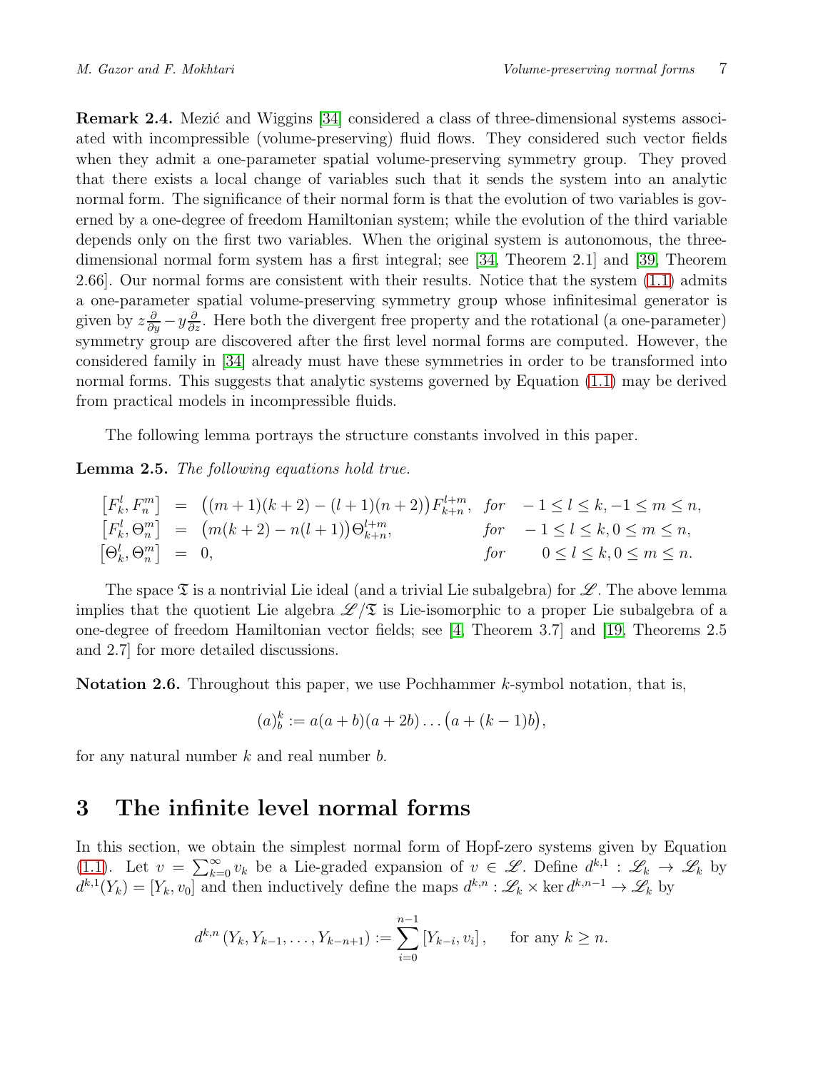**Remark 2.4.** Mezić and Wiggins [34] considered a class of three-dimensional systems associated with incompressible (volume-preserving) fluid flows. They considered such vector fields when they admit a one-parameter spatial volume-preserving symmetry group. They proved that there exists a local change of variables such that it sends the system into an analytic normal form. The significance of their normal form is that the evolution of two variables is governed by a one-degree of freedom Hamiltonian system; while the evolution of the third variable depends only on the first two variables. When the original system is autonomous, the three-dimensional normal form system has a first integral; see [34, Theorem 2.1] and [39, Theorem 2.66]. Our normal forms are consistent with their results. Notice that the system (1.1) admits a one-parameter spatial volume-preserving symmetry group whose infinitesimal generator is given by $z\frac{\partial}{\partial y} - y\frac{\partial}{\partial z}$. Here both the divergent free property and the rotational (a one-parameter) symmetry group are discovered after the first level normal forms are computed. However, the considered family in [34] already must have these symmetries in order to be transformed into normal forms. This suggests that analytic systems governed by Equation (1.1) may be derived from practical models in incompressible fluids.

The following lemma portrays the structure constants involved in this paper.

**Lemma 2.5.** *The following equations hold true.*

$$
\begin{aligned}
\left[F_k^l, F_n^m\right] &= \big((m+1)(k+2) - (l+1)(n+2)\big)F_{k+n}^{l+m}, && \textit{for} \quad -1 \le l \le k, -1 \le m \le n,\\
\left[F_k^l, \Theta_n^m\right] &= \big(m(k+2) - n(l+1)\big)\Theta_{k+n}^{l+m}, && \textit{for} \quad -1 \le l \le k, 0 \le m \le n,\\
\left[\Theta_k^l, \Theta_n^m\right] &= 0, && \textit{for} \quad 0 \le l \le k, 0 \le m \le n.
\end{aligned}
$$

The space $\mathfrak{T}$ is a nontrivial Lie ideal (and a trivial Lie subalgebra) for $\mathscr{L}$. The above lemma implies that the quotient Lie algebra $\mathscr{L}/\mathfrak{T}$ is Lie-isomorphic to a proper Lie subalgebra of a one-degree of freedom Hamiltonian vector fields; see [4, Theorem 3.7] and [19, Theorems 2.5 and 2.7] for more detailed discussions.

**Notation 2.6.** Throughout this paper, we use Pochhammer $k$-symbol notation, that is,

$$
(a)_b^k := a(a+b)(a+2b)\ldots\big(a+(k-1)b\big),
$$

for any natural number $k$ and real number $b$.

# 3 The infinite level normal forms

In this section, we obtain the simplest normal form of Hopf-zero systems given by Equation (1.1). Let $v = \sum_{k=0}^{\infty} v_k$ be a Lie-graded expansion of $v \in \mathscr{L}$. Define $d^{k,1} : \mathscr{L}_k \to \mathscr{L}_k$ by $d^{k,1}(Y_k) = [Y_k, v_0]$ and then inductively define the maps $d^{k,n} : \mathscr{L}_k \times \ker d^{k,n-1} \to \mathscr{L}_k$ by

$$
d^{k,n}\left(Y_k, Y_{k-1}, \ldots, Y_{k-n+1}\right) := \sum_{i=0}^{n-1} \left[Y_{k-i}, v_i\right], \quad \text{for any } k \ge n.
$$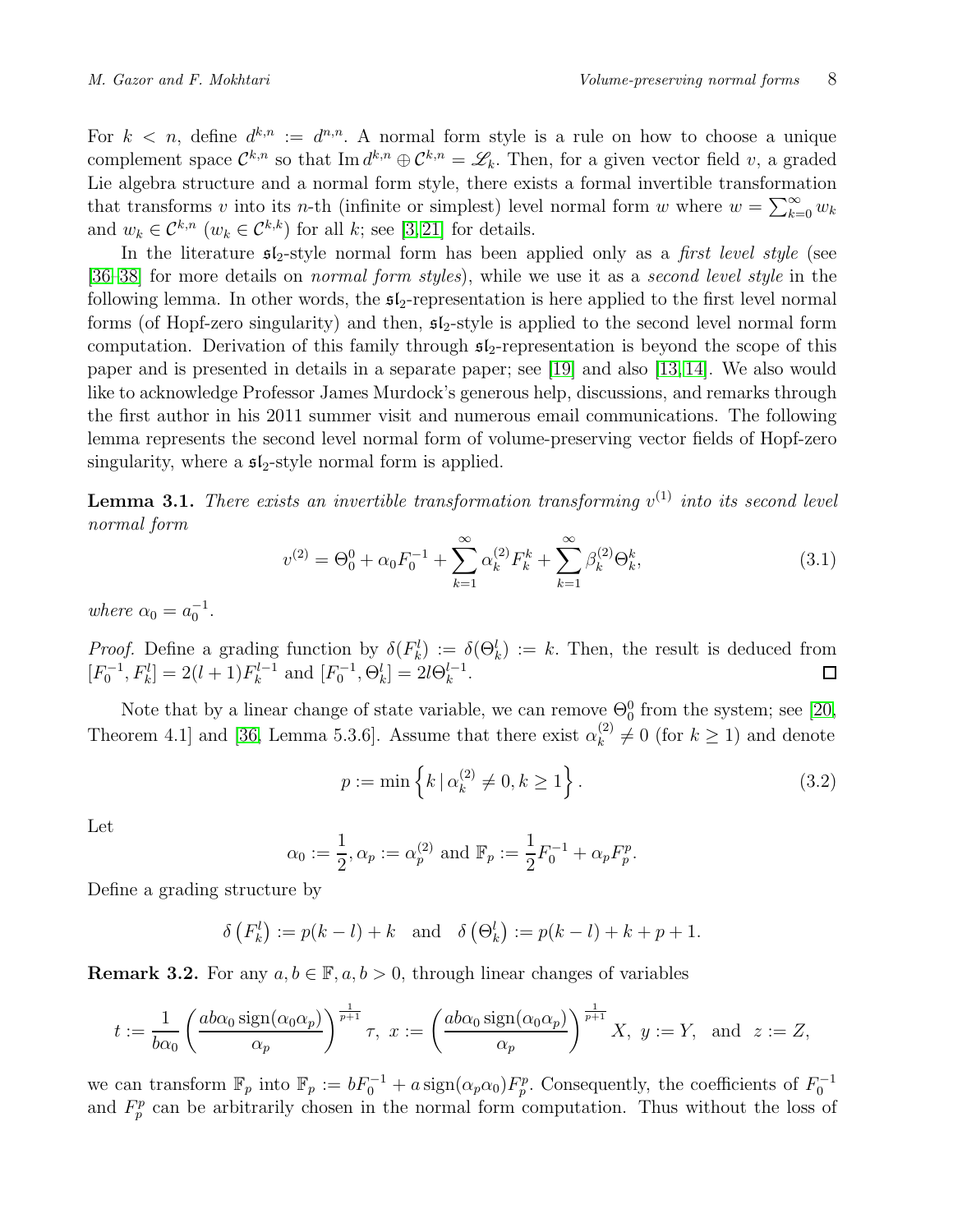For $k < n$, define $d^{k,n} := d^{n,n}$. A normal form style is a rule on how to choose a unique complement space $\mathcal{C}^{k,n}$ so that $\operatorname{Im} d^{k,n} \oplus \mathcal{C}^{k,n} = \mathscr{L}_k$. Then, for a given vector field $v$, a graded Lie algebra structure and a normal form style, there exists a formal invertible transformation that transforms $v$ into its $n$-th (infinite or simplest) level normal form $w$ where $w = \sum_{k=0}^{\infty} w_k$ and $w_k \in \mathcal{C}^{k,n}$ ($w_k \in \mathcal{C}^{k,k}$) for all $k$; see [3,21] for details.

In the literature $\mathfrak{sl}_2$-style normal form has been applied only as a *first level style* (see [36–38] for more details on *normal form styles*), while we use it as a *second level style* in the following lemma. In other words, the $\mathfrak{sl}_2$-representation is here applied to the first level normal forms (of Hopf-zero singularity) and then, $\mathfrak{sl}_2$-style is applied to the second level normal form computation. Derivation of this family through $\mathfrak{sl}_2$-representation is beyond the scope of this paper and is presented in details in a separate paper; see [19] and also [13,14]. We also would like to acknowledge Professor James Murdock's generous help, discussions, and remarks through the first author in his 2011 summer visit and numerous email communications. The following lemma represents the second level normal form of volume-preserving vector fields of Hopf-zero singularity, where a $\mathfrak{sl}_2$-style normal form is applied.

**Lemma 3.1.** *There exists an invertible transformation transforming $v^{(1)}$ into its second level normal form*

$$v^{(2)} = \Theta_0^0 + \alpha_0 F_0^{-1} + \sum_{k=1}^{\infty} \alpha_k^{(2)} F_k^k + \sum_{k=1}^{\infty} \beta_k^{(2)} \Theta_k^k, \tag{3.1}$$

*where $\alpha_0 = a_0^{-1}$.*

*Proof.* Define a grading function by $\delta(F_k^l) := \delta(\Theta_k^l) := k$. Then, the result is deduced from $[F_0^{-1}, F_k^l] = 2(l+1)F_k^{l-1}$ and $[F_0^{-1}, \Theta_k^l] = 2l\Theta_k^{l-1}$. $\square$

Note that by a linear change of state variable, we can remove $\Theta_0^0$ from the system; see [20, Theorem 4.1] and [36, Lemma 5.3.6]. Assume that there exist $\alpha_k^{(2)} \neq 0$ (for $k \geq 1$) and denote

$$p := \min \left\{ k \,|\, \alpha_k^{(2)} \neq 0, k \geq 1 \right\}. \tag{3.2}$$

Let

$$\alpha_0 := \frac{1}{2}, \alpha_p := \alpha_p^{(2)} \text{ and } \mathbb{F}_p := \frac{1}{2}F_0^{-1} + \alpha_p F_p^p.$$

Define a grading structure by

$$\delta\left(F_k^l\right) := p(k-l) + k \quad \text{and} \quad \delta\left(\Theta_k^l\right) := p(k-l) + k + p + 1.$$

**Remark 3.2.** For any $a, b \in \mathbb{F}, a, b > 0$, through linear changes of variables

$$t := \frac{1}{b\alpha_0}\left(\frac{ab\alpha_0 \operatorname{sign}(\alpha_0\alpha_p)}{\alpha_p}\right)^{\frac{1}{p+1}} \tau, \ x := \left(\frac{ab\alpha_0 \operatorname{sign}(\alpha_0\alpha_p)}{\alpha_p}\right)^{\frac{1}{p+1}} X, \ y := Y, \ \text{ and } \ z := Z,$$

we can transform $\mathbb{F}_p$ into $\mathbb{F}_p := bF_0^{-1} + a \operatorname{sign}(\alpha_p\alpha_0)F_p^p$. Consequently, the coefficients of $F_0^{-1}$ and $F_p^p$ can be arbitrarily chosen in the normal form computation. Thus without the loss of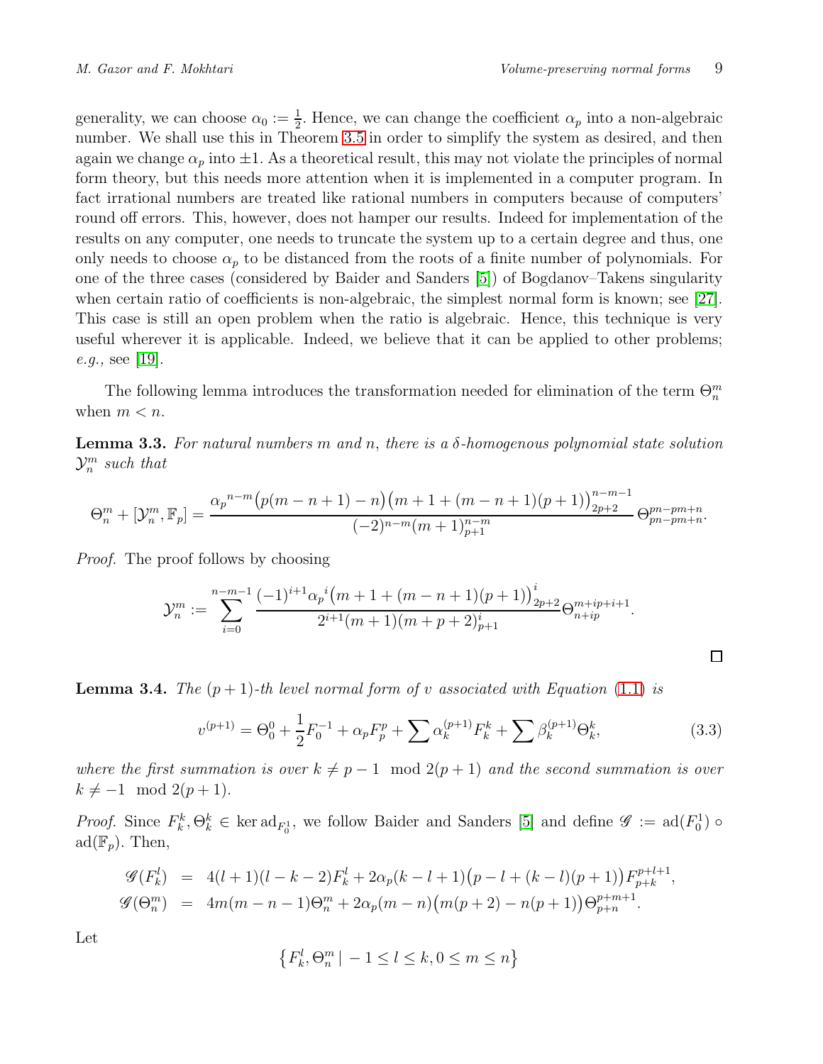generality, we can choose $\alpha_0 := \frac{1}{2}$. Hence, we can change the coefficient $\alpha_p$ into a non-algebraic number. We shall use this in Theorem 3.5 in order to simplify the system as desired, and then again we change $\alpha_p$ into $\pm 1$. As a theoretical result, this may not violate the principles of normal form theory, but this needs more attention when it is implemented in a computer program. In fact irrational numbers are treated like rational numbers in computers because of computers' round off errors. This, however, does not hamper our results. Indeed for implementation of the results on any computer, one needs to truncate the system up to a certain degree and thus, one only needs to choose $\alpha_p$ to be distanced from the roots of a finite number of polynomials. For one of the three cases (considered by Baider and Sanders [5]) of Bogdanov–Takens singularity when certain ratio of coefficients is non-algebraic, the simplest normal form is known; see [27]. This case is still an open problem when the ratio is algebraic. Hence, this technique is very useful wherever it is applicable. Indeed, we believe that it can be applied to other problems; *e.g.,* see [19].

The following lemma introduces the transformation needed for elimination of the term $\Theta^m_n$ when $m < n$.

**Lemma 3.3.** *For natural numbers $m$ and $n$, there is a $\delta$-homogenous polynomial state solution $\mathcal{Y}^m_n$ such that*

$$\Theta^m_n + [\mathcal{Y}^m_n, \mathbb{F}_p] = \frac{{\alpha_p}^{n-m}\big(p(m-n+1)-n\big)\big(m+1+(m-n+1)(p+1)\big)^{n-m-1}_{2p+2}}{(-2)^{n-m}(m+1)^{n-m}_{p+1}}\,\Theta^{pn-pm+n}_{pn-pm+n}.$$

*Proof.* The proof follows by choosing

$$\mathcal{Y}^m_n := \sum_{i=0}^{n-m-1} \frac{(-1)^{i+1}{\alpha_p}^{i}\big(m+1+(m-n+1)(p+1)\big)^{i}_{2p+2}}{2^{i+1}(m+1)(m+p+2)^{i}_{p+1}}\Theta^{m+ip+i+1}_{n+ip}.$$

$\square$

**Lemma 3.4.** *The $(p+1)$-th level normal form of $v$ associated with Equation (1.1) is*

$$v^{(p+1)} = \Theta^0_0 + \frac{1}{2}F^{-1}_0 + \alpha_p F^p_p + \sum \alpha^{(p+1)}_k F^k_k + \sum \beta^{(p+1)}_k \Theta^k_k, \tag{3.3}$$

*where the first summation is over $k \neq p-1 \mod 2(p+1)$ and the second summation is over $k \neq -1 \mod 2(p+1)$.*

*Proof.* Since $F^k_k, \Theta^k_k \in \ker \mathrm{ad}_{F^1_0}$, we follow Baider and Sanders [5] and define $\mathscr{G} := \mathrm{ad}(F^1_0) \circ \mathrm{ad}(\mathbb{F}_p)$. Then,

$$\begin{aligned}
\mathscr{G}(F^l_k) &= 4(l+1)(l-k-2)F^l_k + 2\alpha_p(k-l+1)\big(p-l+(k-l)(p+1)\big)F^{p+l+1}_{p+k},\\
\mathscr{G}(\Theta^m_n) &= 4m(m-n-1)\Theta^m_n + 2\alpha_p(m-n)\big(m(p+2)-n(p+1)\big)\Theta^{p+m+1}_{p+n}.
\end{aligned}$$

Let

$$\big\{F^l_k, \Theta^m_n \,|\, -1 \leq l \leq k, 0 \leq m \leq n\big\}$$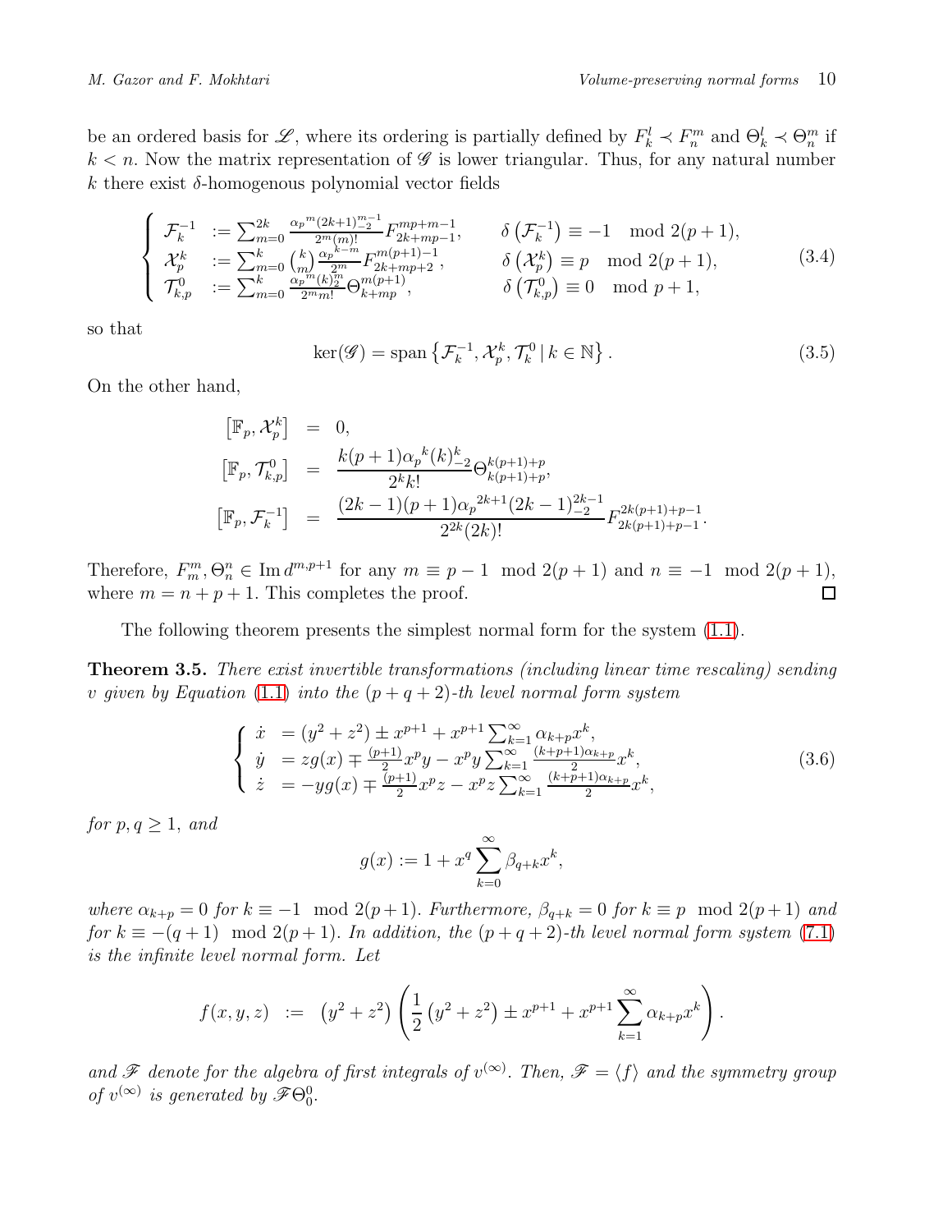be an ordered basis for $\mathscr{L}$, where its ordering is partially defined by $F_k^l \prec F_n^m$ and $\Theta_k^l \prec \Theta_n^m$ if $k < n$. Now the matrix representation of $\mathscr{G}$ is lower triangular. Thus, for any natural number $k$ there exist $\delta$-homogenous polynomial vector fields

$$
\begin{cases}
\mathcal{F}_k^{-1} & := \sum_{m=0}^{2k} \frac{{\alpha_p}^m (2k+1)_{-2}^{m-1}}{2^m (m)!} F_{2k+mp-1}^{mp+m-1}, \qquad \delta\left(\mathcal{F}_k^{-1}\right) \equiv -1 \mod 2(p+1), \\
\mathcal{X}_p^k & := \sum_{m=0}^{k} \binom{k}{m} \frac{{\alpha_p}^{k-m}}{2^m} F_{2k+mp+2}^{m(p+1)-1}, \qquad \delta\left(\mathcal{X}_p^k\right) \equiv p \mod 2(p+1), \\
\mathcal{T}_{k,p}^0 & := \sum_{m=0}^{k} \frac{{\alpha_p}^m (k)_2^m}{2^m m!} \Theta_{k+mp}^{m(p+1)}, \qquad \delta\left(\mathcal{T}_{k,p}^0\right) \equiv 0 \mod p+1,
\end{cases}
\tag{3.4}
$$

so that

$$
\ker(\mathscr{G}) = \operatorname{span}\left\{\mathcal{F}_k^{-1}, \mathcal{X}_p^k, \mathcal{T}_k^0 \,|\, k \in \mathbb{N}\right\}. \tag{3.5}
$$

On the other hand,

$$
\begin{aligned}
\left[\mathbb{F}_p, \mathcal{X}_p^k\right] &= 0, \\
\left[\mathbb{F}_p, \mathcal{T}_{k,p}^0\right] &= \frac{k(p+1){\alpha_p}^k (k)_{-2}^k}{2^k k!} \Theta_{k(p+1)+p}^{k(p+1)+p}, \\
\left[\mathbb{F}_p, \mathcal{F}_k^{-1}\right] &= \frac{(2k-1)(p+1){\alpha_p}^{2k+1} (2k-1)_{-2}^{2k-1}}{2^{2k}(2k)!} F_{2k(p+1)+p-1}^{2k(p+1)+p-1}.
\end{aligned}
$$

Therefore, $F_m^m, \Theta_n^n \in \operatorname{Im} d^{m,p+1}$ for any $m \equiv p-1 \mod 2(p+1)$ and $n \equiv -1 \mod 2(p+1)$, where $m = n+p+1$. This completes the proof. ☐

The following theorem presents the simplest normal form for the system (1.1).

**Theorem 3.5.** *There exist invertible transformations (including linear time rescaling) sending $v$ given by Equation (1.1) into the $(p+q+2)$-th level normal form system*

$$
\begin{cases}
\dot{x} & = (y^2+z^2) \pm x^{p+1} + x^{p+1} \sum_{k=1}^{\infty} \alpha_{k+p} x^k, \\
\dot{y} & = z g(x) \mp \frac{(p+1)}{2} x^p y - x^p y \sum_{k=1}^{\infty} \frac{(k+p+1)\alpha_{k+p}}{2} x^k, \\
\dot{z} & = -y g(x) \mp \frac{(p+1)}{2} x^p z - x^p z \sum_{k=1}^{\infty} \frac{(k+p+1)\alpha_{k+p}}{2} x^k,
\end{cases}
\tag{3.6}
$$

*for $p, q \geq 1$, and*

$$
g(x) := 1 + x^q \sum_{k=0}^{\infty} \beta_{q+k} x^k,
$$

*where $\alpha_{k+p} = 0$ for $k \equiv -1 \mod 2(p+1)$. Furthermore, $\beta_{q+k} = 0$ for $k \equiv p \mod 2(p+1)$ and for $k \equiv -(q+1) \mod 2(p+1)$. In addition, the $(p+q+2)$-th level normal form system (7.1) is the infinite level normal form. Let*

$$
f(x,y,z) \;\; := \;\; \left(y^2+z^2\right)\left(\frac{1}{2}\left(y^2+z^2\right) \pm x^{p+1} + x^{p+1} \sum_{k=1}^{\infty} \alpha_{k+p} x^k\right).
$$

*and $\mathscr{F}$ denote for the algebra of first integrals of $v^{(\infty)}$. Then, $\mathscr{F} = \langle f \rangle$ and the symmetry group of $v^{(\infty)}$ is generated by $\mathscr{F}\Theta_0^0$.*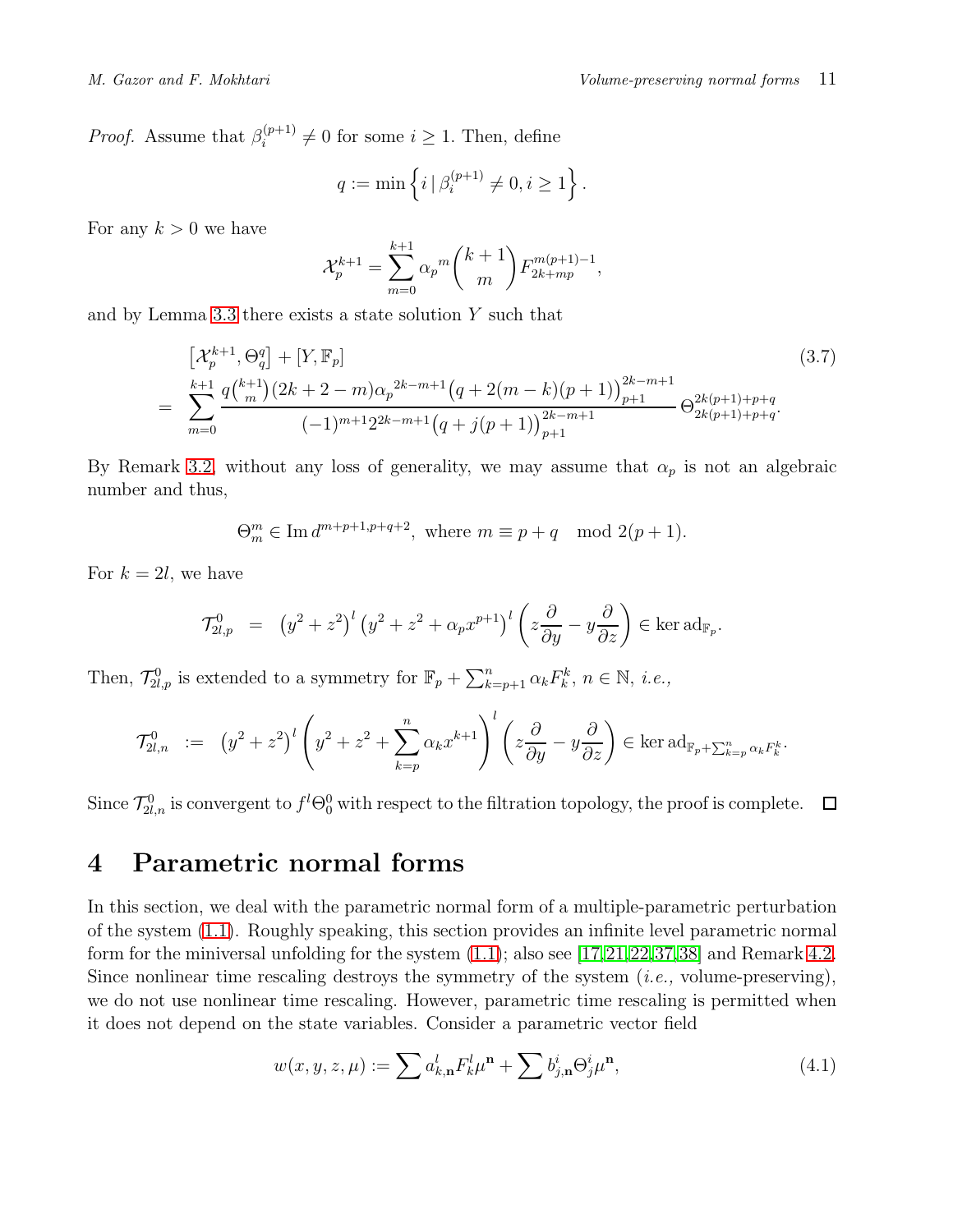*Proof.* Assume that $\beta_i^{(p+1)} \neq 0$ for some $i \geq 1$. Then, define

$$q := \min\left\{ i \,|\, \beta_i^{(p+1)} \neq 0, i \geq 1 \right\}.$$

For any $k > 0$ we have

$$\mathcal{X}_p^{k+1} = \sum_{m=0}^{k+1} {\alpha_p}^m \binom{k+1}{m} F_{2k+mp}^{m(p+1)-1},$$

and by Lemma 3.3 there exists a state solution $Y$ such that

$$\begin{aligned} & \left[\mathcal{X}_p^{k+1}, \Theta_q^q\right] + [Y, \mathbb{F}_p] \\ = \; & \sum_{m=0}^{k+1} \frac{q\binom{k+1}{m}(2k+2-m){\alpha_p}^{2k-m+1}\big(q+2(m-k)(p+1)\big)_{p+1}^{2k-m+1}}{(-1)^{m+1}2^{2k-m+1}\big(q+j(p+1)\big)_{p+1}^{2k-m+1}}\, \Theta_{2k(p+1)+p+q}^{2k(p+1)+p+q}. \end{aligned} \tag{3.7}$$

By Remark 3.2, without any loss of generality, we may assume that $\alpha_p$ is not an algebraic number and thus,

$$\Theta_m^m \in \operatorname{Im} d^{m+p+1,p+q+2}, \text{ where } m \equiv p+q \mod 2(p+1).$$

For $k = 2l$, we have

$$\mathcal{T}_{2l,p}^0 \;=\; \left(y^2+z^2\right)^l \left(y^2+z^2+\alpha_p x^{p+1}\right)^l \left(z\frac{\partial}{\partial y} - y\frac{\partial}{\partial z}\right) \in \ker \operatorname{ad}_{\mathbb{F}_p}.$$

Then, $\mathcal{T}_{2l,p}^0$ is extended to a symmetry for $\mathbb{F}_p + \sum_{k=p+1}^n \alpha_k F_k^k$, $n \in \mathbb{N}$, *i.e.,*

$$\mathcal{T}_{2l,n}^0 \;:=\; \left(y^2+z^2\right)^l \left(y^2+z^2+\sum_{k=p}^n \alpha_k x^{k+1}\right)^l \left(z\frac{\partial}{\partial y} - y\frac{\partial}{\partial z}\right) \in \ker \operatorname{ad}_{\mathbb{F}_p+\sum_{k=p}^n \alpha_k F_k^k}.$$

Since $\mathcal{T}_{2l,n}^0$ is convergent to $f^l\Theta_0^0$ with respect to the filtration topology, the proof is complete. $\square$

# 4 Parametric normal forms

In this section, we deal with the parametric normal form of a multiple-parametric perturbation of the system (1.1). Roughly speaking, this section provides an infinite level parametric normal form for the miniversal unfolding for the system (1.1); also see [17,21,22,37,38] and Remark 4.2. Since nonlinear time rescaling destroys the symmetry of the system (*i.e.,* volume-preserving), we do not use nonlinear time rescaling. However, parametric time rescaling is permitted when it does not depend on the state variables. Consider a parametric vector field

$$w(x,y,z,\mu) := \sum a_{k,\mathbf{n}}^l F_k^l \mu^{\mathbf{n}} + \sum b_{j,\mathbf{n}}^i \Theta_j^i \mu^{\mathbf{n}}, \tag{4.1}$$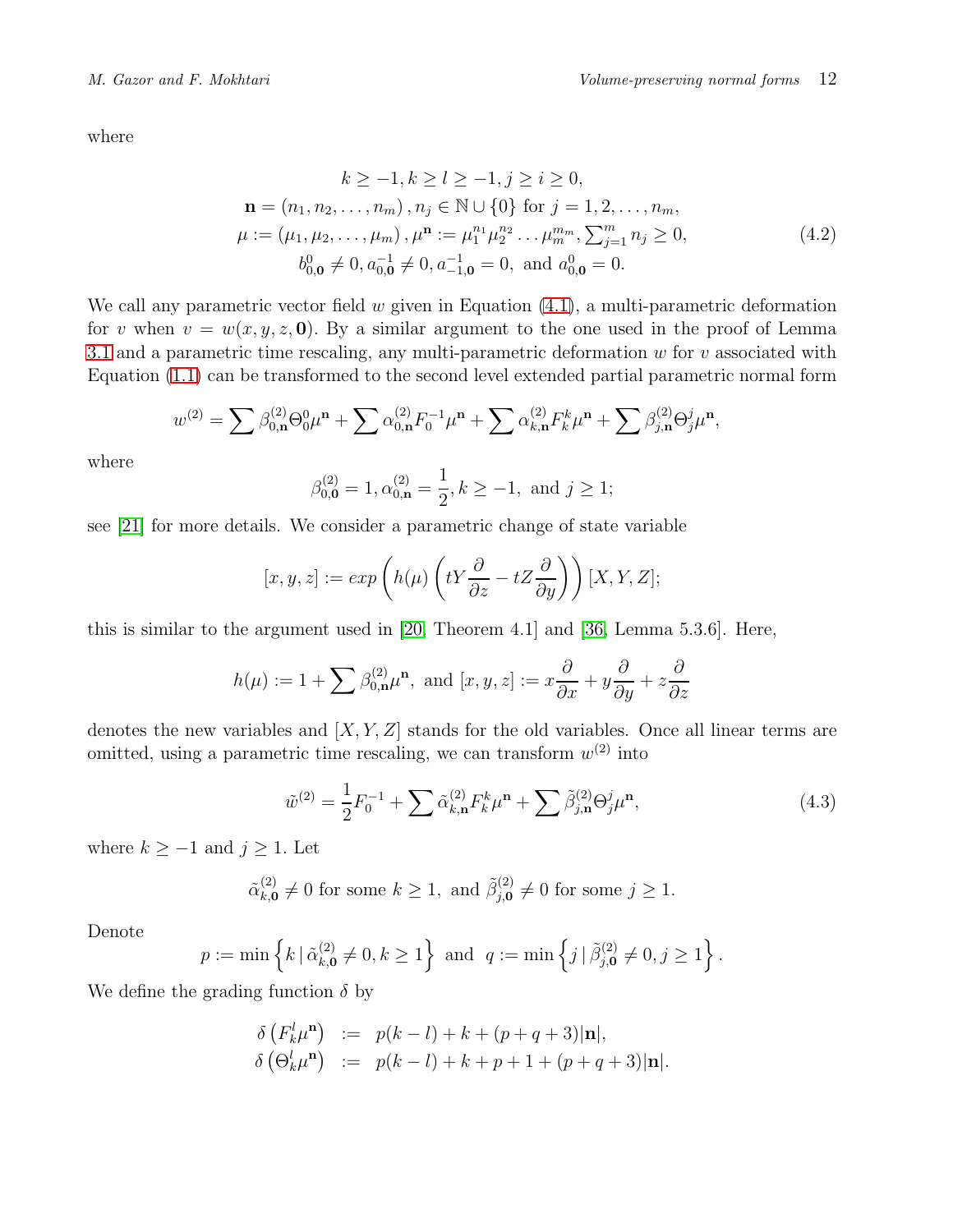where

$$
\begin{gathered}
k \geq -1, k \geq l \geq -1, j \geq i \geq 0, \\
\mathbf{n} = (n_1, n_2, \ldots, n_m), n_j \in \mathbb{N} \cup \{0\} \text{ for } j = 1, 2, \ldots, n_m, \\
\mu := (\mu_1, \mu_2, \ldots, \mu_m), \mu^{\mathbf{n}} := \mu_1^{n_1} \mu_2^{n_2} \ldots \mu_m^{m_m}, \sum_{j=1}^{m} n_j \geq 0, \\
b_{0,\mathbf{0}}^0 \neq 0, a_{0,\mathbf{0}}^{-1} \neq 0, a_{-1,\mathbf{0}}^{-1} = 0, \text{ and } a_{0,\mathbf{0}}^0 = 0.
\end{gathered} \tag{4.2}
$$

We call any parametric vector field $w$ given in Equation (4.1), a multi-parametric deformation for $v$ when $v = w(x, y, z, \mathbf{0})$. By a similar argument to the one used in the proof of Lemma 3.1 and a parametric time rescaling, any multi-parametric deformation $w$ for $v$ associated with Equation (1.1) can be transformed to the second level extended partial parametric normal form

$$
w^{(2)} = \sum \beta_{0,\mathbf{n}}^{(2)} \Theta_0^0 \mu^{\mathbf{n}} + \sum \alpha_{0,\mathbf{n}}^{(2)} F_0^{-1} \mu^{\mathbf{n}} + \sum \alpha_{k,\mathbf{n}}^{(2)} F_k^k \mu^{\mathbf{n}} + \sum \beta_{j,\mathbf{n}}^{(2)} \Theta_j^j \mu^{\mathbf{n}},
$$

where

$$
\beta_{0,\mathbf{0}}^{(2)} = 1, \alpha_{0,\mathbf{n}}^{(2)} = \frac{1}{2}, k \geq -1, \text{ and } j \geq 1;
$$

see [21] for more details. We consider a parametric change of state variable

$$
[x, y, z] := exp\left(h(\mu)\left(tY\frac{\partial}{\partial z} - tZ\frac{\partial}{\partial y}\right)\right)[X, Y, Z];
$$

this is similar to the argument used in [20, Theorem 4.1] and [36, Lemma 5.3.6]. Here,

$$
h(\mu) := 1 + \sum \beta_{0,\mathbf{n}}^{(2)} \mu^{\mathbf{n}}, \text{ and } [x, y, z] := x\frac{\partial}{\partial x} + y\frac{\partial}{\partial y} + z\frac{\partial}{\partial z}
$$

denotes the new variables and $[X, Y, Z]$ stands for the old variables. Once all linear terms are omitted, using a parametric time rescaling, we can transform $w^{(2)}$ into

$$
\tilde{w}^{(2)} = \frac{1}{2} F_0^{-1} + \sum \tilde{\alpha}_{k,\mathbf{n}}^{(2)} F_k^k \mu^{\mathbf{n}} + \sum \tilde{\beta}_{j,\mathbf{n}}^{(2)} \Theta_j^j \mu^{\mathbf{n}}, \tag{4.3}
$$

where $k \geq -1$ and $j \geq 1$. Let

$$
\tilde{\alpha}_{k,\mathbf{0}}^{(2)} \neq 0 \text{ for some } k \geq 1, \text{ and } \tilde{\beta}_{j,\mathbf{0}}^{(2)} \neq 0 \text{ for some } j \geq 1.
$$

Denote

$$
p := \min\left\{k \,|\, \tilde{\alpha}_{k,\mathbf{0}}^{(2)} \neq 0, k \geq 1\right\} \text{ and } q := \min\left\{j \,|\, \tilde{\beta}_{j,\mathbf{0}}^{(2)} \neq 0, j \geq 1\right\}.
$$

We define the grading function $\delta$ by

$$
\begin{aligned}
\delta\left(F_k^l \mu^{\mathbf{n}}\right) &:= p(k-l) + k + (p+q+3)|\mathbf{n}|, \\
\delta\left(\Theta_k^l \mu^{\mathbf{n}}\right) &:= p(k-l) + k + p + 1 + (p+q+3)|\mathbf{n}|.
\end{aligned}
$$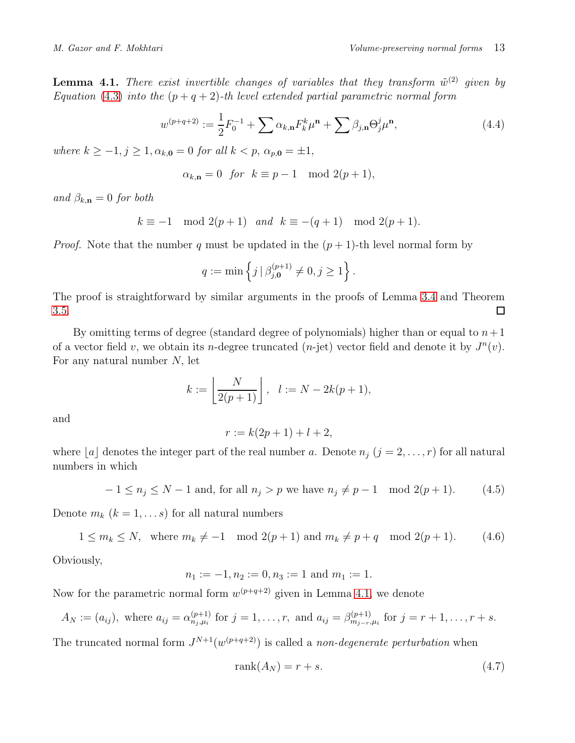**Lemma 4.1.** *There exist invertible changes of variables that they transform $\tilde{w}^{(2)}$ given by Equation (4.3) into the $(p+q+2)$-th level extended partial parametric normal form*

$$w^{(p+q+2)} := \frac{1}{2}F_0^{-1} + \sum \alpha_{k,\mathbf{n}} F_k^k \mu^{\mathbf{n}} + \sum \beta_{j,\mathbf{n}} \Theta_j^j \mu^{\mathbf{n}}, \tag{4.4}$$

*where $k \geq -1, j \geq 1, \alpha_{k,\mathbf{0}} = 0$ for all $k < p$, $\alpha_{p,\mathbf{0}} = \pm 1$,*

$$\alpha_{k,\mathbf{n}} = 0 \quad \textit{for} \quad k \equiv p-1 \mod 2(p+1),$$

*and $\beta_{k,\mathbf{n}} = 0$ for both*

$$k \equiv -1 \mod 2(p+1) \quad \textit{and} \quad k \equiv -(q+1) \mod 2(p+1).$$

*Proof.* Note that the number $q$ must be updated in the $(p+1)$-th level normal form by

$$q := \min\left\{ j \,|\, \beta^{(p+1)}_{j,\mathbf{0}} \neq 0, j \geq 1 \right\}.$$

The proof is straightforward by similar arguments in the proofs of Lemma 3.4 and Theorem 3.5. ☐

By omitting terms of degree (standard degree of polynomials) higher than or equal to $n+1$ of a vector field $v$, we obtain its $n$-degree truncated ($n$-jet) vector field and denote it by $J^n(v)$. For any natural number $N$, let

$$k := \left\lfloor \frac{N}{2(p+1)} \right\rfloor, \quad l := N - 2k(p+1),$$

and

$$r := k(2p+1) + l + 2,$$

where $\lfloor a \rfloor$ denotes the integer part of the real number $a$. Denote $n_j$ ($j = 2, \ldots, r$) for all natural numbers in which

$$-1 \leq n_j \leq N-1 \text{ and, for all } n_j > p \text{ we have } n_j \neq p-1 \mod 2(p+1). \tag{4.5}$$

Denote $m_k$ ($k = 1, \ldots s$) for all natural numbers

$$1 \leq m_k \leq N, \quad \text{where } m_k \neq -1 \mod 2(p+1) \text{ and } m_k \neq p+q \mod 2(p+1). \tag{4.6}$$

Obviously,

$$n_1 := -1, n_2 := 0, n_3 := 1 \text{ and } m_1 := 1.$$

Now for the parametric normal form $w^{(p+q+2)}$ given in Lemma 4.1, we denote

$$A_N := (a_{ij}), \text{ where } a_{ij} = \alpha^{(p+1)}_{n_j,\mu_i} \text{ for } j = 1, \ldots, r, \text{ and } a_{ij} = \beta^{(p+1)}_{m_{j-r},\mu_i} \text{ for } j = r+1, \ldots, r+s.$$

The truncated normal form $J^{N+1}(w^{(p+q+2)})$ is called a *non-degenerate perturbation* when

$$\operatorname{rank}(A_N) = r + s. \tag{4.7}$$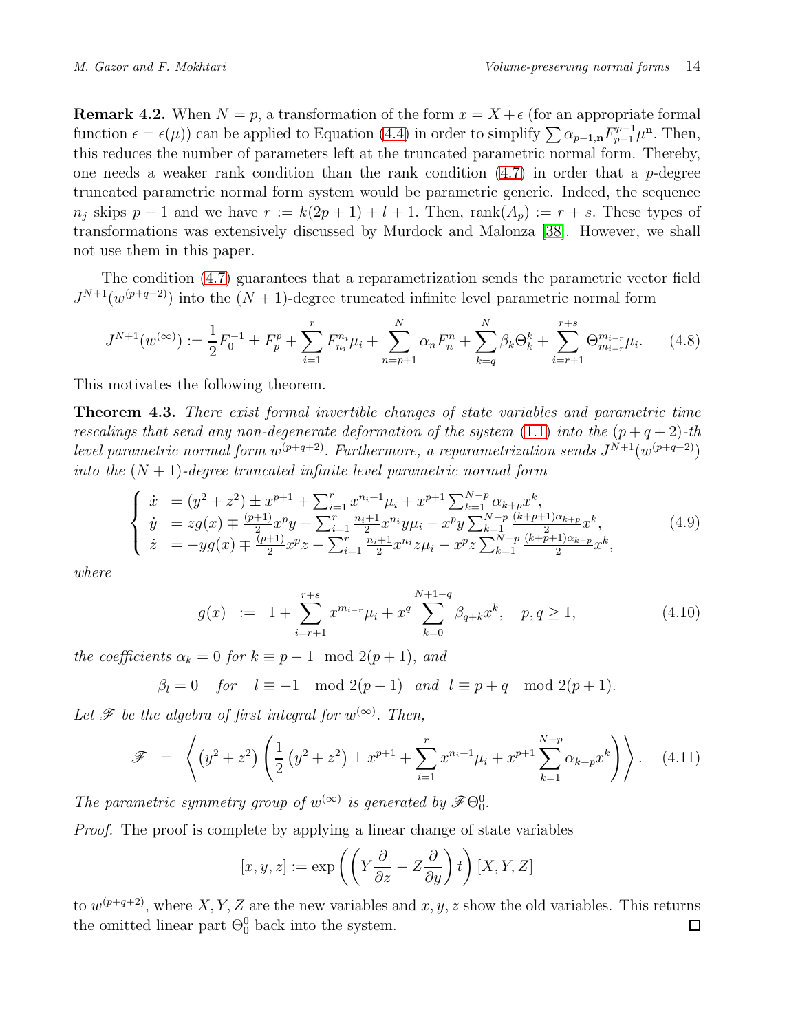**Remark 4.2.** When $N = p$, a transformation of the form $x = X + \epsilon$ (for an appropriate formal function $\epsilon = \epsilon(\mu)$) can be applied to Equation (4.4) in order to simplify $\sum \alpha_{p-1,\mathbf{n}} F_{p-1}^{p-1} \mu^{\mathbf{n}}$. Then, this reduces the number of parameters left at the truncated parametric normal form. Thereby, one needs a weaker rank condition than the rank condition (4.7) in order that a $p$-degree truncated parametric normal form system would be parametric generic. Indeed, the sequence $n_j$ skips $p-1$ and we have $r := k(2p+1) + l + 1$. Then, $\operatorname{rank}(A_p) := r + s$. These types of transformations was extensively discussed by Murdock and Malonza [38]. However, we shall not use them in this paper.

The condition (4.7) guarantees that a reparametrization sends the parametric vector field $J^{N+1}(w^{(p+q+2)})$ into the $(N+1)$-degree truncated infinite level parametric normal form

$$J^{N+1}(w^{(\infty)}) := \frac{1}{2} F_0^{-1} \pm F_p^p + \sum_{i=1}^{r} F_{n_i}^{n_i} \mu_i + \sum_{n=p+1}^{N} \alpha_n F_n^n + \sum_{k=q}^{N} \beta_k \Theta_k^k + \sum_{i=r+1}^{r+s} \Theta_{m_{i-r}}^{m_{i-r}} \mu_i. \tag{4.8}$$

This motivates the following theorem.

**Theorem 4.3.** *There exist formal invertible changes of state variables and parametric time rescalings that send any non-degenerate deformation of the system (1.1) into the $(p+q+2)$-th level parametric normal form $w^{(p+q+2)}$. Furthermore, a reparametrization sends $J^{N+1}(w^{(p+q+2)})$ into the $(N+1)$-degree truncated infinite level parametric normal form*

$$\begin{cases} \dot{x} &= (y^2+z^2) \pm x^{p+1} + \sum_{i=1}^{r} x^{n_i+1} \mu_i + x^{p+1} \sum_{k=1}^{N-p} \alpha_{k+p} x^k, \\ \dot{y} &= z g(x) \mp \frac{(p+1)}{2} x^p y - \sum_{i=1}^{r} \frac{n_i+1}{2} x^{n_i} y \mu_i - x^p y \sum_{k=1}^{N-p} \frac{(k+p+1)\alpha_{k+p}}{2} x^k, \\ \dot{z} &= -y g(x) \mp \frac{(p+1)}{2} x^p z - \sum_{i=1}^{r} \frac{n_i+1}{2} x^{n_i} z \mu_i - x^p z \sum_{k=1}^{N-p} \frac{(k+p+1)\alpha_{k+p}}{2} x^k, \end{cases} \tag{4.9}$$

*where*

$$g(x) \;\; := \;\; 1 + \sum_{i=r+1}^{r+s} x^{m_{i-r}} \mu_i + x^q \sum_{k=0}^{N+1-q} \beta_{q+k} x^k, \quad p, q \geq 1, \tag{4.10}$$

*the coefficients $\alpha_k = 0$ for $k \equiv p-1 \mod 2(p+1)$, and*

$$\beta_l = 0 \quad \text{for} \quad l \equiv -1 \mod 2(p+1) \;\; \text{and} \;\; l \equiv p+q \mod 2(p+1).$$

*Let $\mathscr{F}$ be the algebra of first integral for $w^{(\infty)}$. Then,*

$$\mathscr{F} \;\; = \;\; \left\langle (y^2+z^2) \left( \frac{1}{2}(y^2+z^2) \pm x^{p+1} + \sum_{i=1}^{r} x^{n_i+1} \mu_i + x^{p+1} \sum_{k=1}^{N-p} \alpha_{k+p} x^k \right) \right\rangle. \tag{4.11}$$

*The parametric symmetry group of $w^{(\infty)}$ is generated by $\mathscr{F}\Theta_0^0$.*

*Proof.* The proof is complete by applying a linear change of state variables

$$[x, y, z] := \exp\left( \left( Y \frac{\partial}{\partial z} - Z \frac{\partial}{\partial y} \right) t \right) [X, Y, Z]$$

to $w^{(p+q+2)}$, where $X, Y, Z$ are the new variables and $x, y, z$ show the old variables. This returns the omitted linear part $\Theta_0^0$ back into the system. $\square$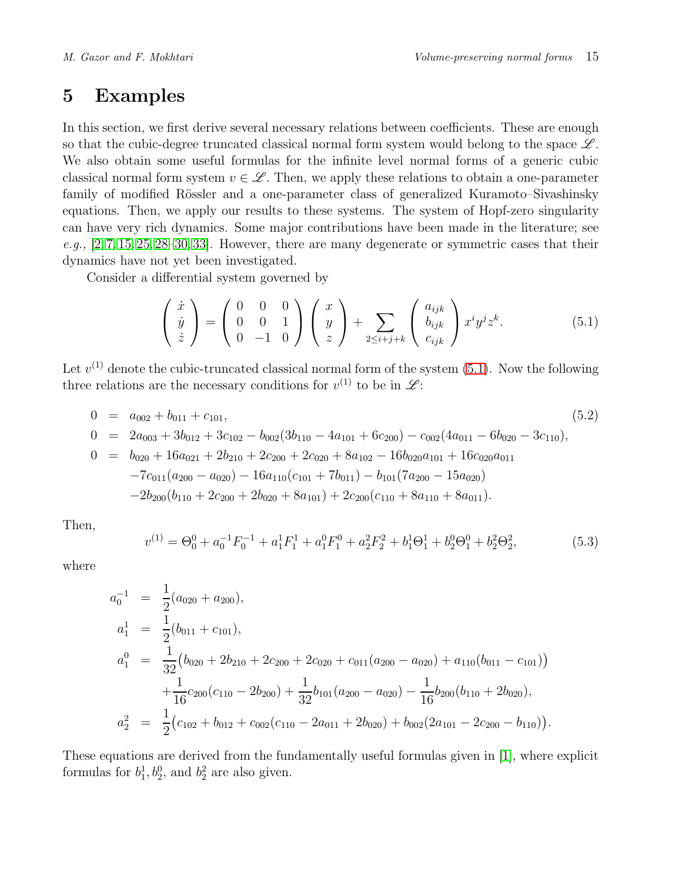# 5 Examples

In this section, we first derive several necessary relations between coefficients. These are enough so that the cubic-degree truncated classical normal form system would belong to the space $\mathscr{L}$. We also obtain some useful formulas for the infinite level normal forms of a generic cubic classical normal form system $v \in \mathscr{L}$. Then, we apply these relations to obtain a one-parameter family of modified Rössler and a one-parameter class of generalized Kuramoto–Sivashinsky equations. Then, we apply our results to these systems. The system of Hopf-zero singularity can have very rich dynamics. Some major contributions have been made in the literature; see *e.g.,* [2, 7, 15, 25, 28–30, 33]. However, there are many degenerate or symmetric cases that their dynamics have not yet been investigated.

Consider a differential system governed by

$$
\begin{pmatrix} \dot{x} \\ \dot{y} \\ \dot{z} \end{pmatrix} = \begin{pmatrix} 0 & 0 & 0 \\ 0 & 0 & 1 \\ 0 & -1 & 0 \end{pmatrix} \begin{pmatrix} x \\ y \\ z \end{pmatrix} + \sum_{2 \leq i+j+k} \begin{pmatrix} a_{ijk} \\ b_{ijk} \\ c_{ijk} \end{pmatrix} x^i y^j z^k. \tag{5.1}
$$

Let $v^{(1)}$ denote the cubic-truncated classical normal form of the system (5.1). Now the following three relations are the necessary conditions for $v^{(1)}$ to be in $\mathscr{L}$:

$$
\begin{aligned}
0 &= a_{002} + b_{011} + c_{101}, \qquad\qquad (5.2)\\
0 &= 2a_{003} + 3b_{012} + 3c_{102} - b_{002}(3b_{110} - 4a_{101} + 6c_{200}) - c_{002}(4a_{011} - 6b_{020} - 3c_{110}),\\
0 &= b_{020} + 16a_{021} + 2b_{210} + 2c_{200} + 2c_{020} + 8a_{102} - 16b_{020}a_{101} + 16c_{020}a_{011}\\
&\quad -7c_{011}(a_{200} - a_{020}) - 16a_{110}(c_{101} + 7b_{011}) - b_{101}(7a_{200} - 15a_{020})\\
&\quad -2b_{200}(b_{110} + 2c_{200} + 2b_{020} + 8a_{101}) + 2c_{200}(c_{110} + 8a_{110} + 8a_{011}).
\end{aligned}
$$

Then,

$$
v^{(1)} = \Theta_0^0 + a_0^{-1} F_0^{-1} + a_1^1 F_1^1 + a_1^0 F_1^0 + a_2^2 F_2^2 + b_1^1 \Theta_1^1 + b_2^0 \Theta_1^0 + b_2^2 \Theta_2^2, \tag{5.3}
$$

where

$$
\begin{aligned}
a_0^{-1} &= \frac{1}{2}(a_{020} + a_{200}),\\
a_1^1 &= \frac{1}{2}(b_{011} + c_{101}),\\
a_1^0 &= \frac{1}{32}\big(b_{020} + 2b_{210} + 2c_{200} + 2c_{020} + c_{011}(a_{200} - a_{020}) + a_{110}(b_{011} - c_{101})\big)\\
&\quad + \frac{1}{16}c_{200}(c_{110} - 2b_{200}) + \frac{1}{32}b_{101}(a_{200} - a_{020}) - \frac{1}{16}b_{200}(b_{110} + 2b_{020}),\\
a_2^2 &= \frac{1}{2}\big(c_{102} + b_{012} + c_{002}(c_{110} - 2a_{011} + 2b_{020}) + b_{002}(2a_{101} - 2c_{200} - b_{110})\big).
\end{aligned}
$$

These equations are derived from the fundamentally useful formulas given in [1], where explicit formulas for $b_1^1, b_2^0$, and $b_2^2$ are also given.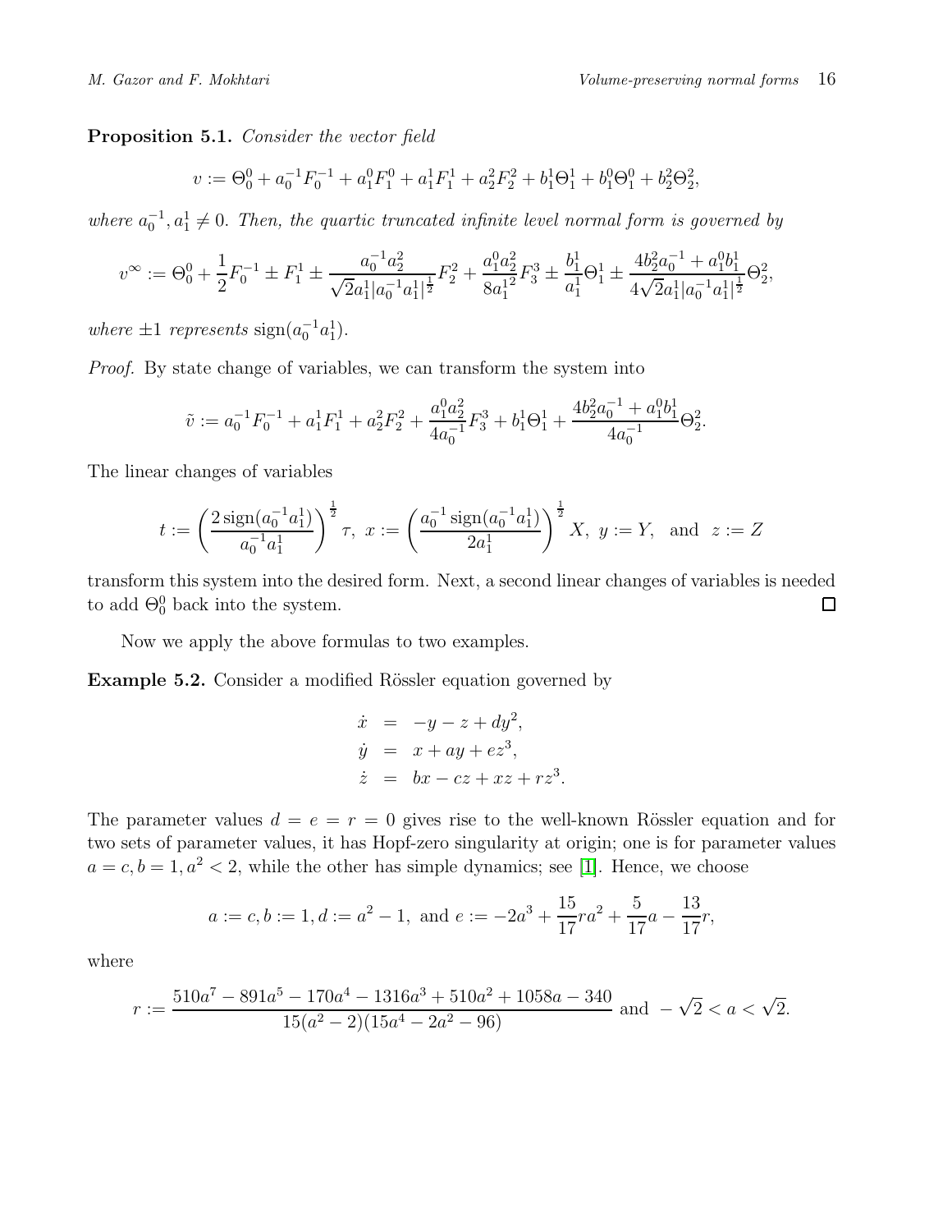**Proposition 5.1.** *Consider the vector field*

$$v := \Theta_0^0 + a_0^{-1} F_0^{-1} + a_1^0 F_1^0 + a_1^1 F_1^1 + a_2^2 F_2^2 + b_1^1 \Theta_1^1 + b_1^0 \Theta_1^0 + b_2^2 \Theta_2^2,$$

*where $a_0^{-1}, a_1^1 \neq 0$. Then, the quartic truncated infinite level normal form is governed by*

$$v^\infty := \Theta_0^0 + \frac{1}{2} F_0^{-1} \pm F_1^1 \pm \frac{a_0^{-1} a_2^2}{\sqrt{2} a_1^1 |a_0^{-1} a_1^1|^{\frac{1}{2}}} F_2^2 + \frac{a_1^0 a_2^2}{8 {a_1^1}^2} F_3^3 \pm \frac{b_1^1}{a_1^1} \Theta_1^1 \pm \frac{4 b_2^2 a_0^{-1} + a_1^0 b_1^1}{4\sqrt{2} a_1^1 |a_0^{-1} a_1^1|^{\frac{1}{2}}} \Theta_2^2,$$

*where $\pm 1$ represents* $\operatorname{sign}(a_0^{-1} a_1^1)$.

*Proof.* By state change of variables, we can transform the system into

$$\tilde{v} := a_0^{-1} F_0^{-1} + a_1^1 F_1^1 + a_2^2 F_2^2 + \frac{a_1^0 a_2^2}{4 a_0^{-1}} F_3^3 + b_1^1 \Theta_1^1 + \frac{4 b_2^2 a_0^{-1} + a_1^0 b_1^1}{4 a_0^{-1}} \Theta_2^2.$$

The linear changes of variables

$$t := \left( \frac{2 \operatorname{sign}(a_0^{-1} a_1^1)}{a_0^{-1} a_1^1} \right)^{\frac{1}{2}} \tau, \ x := \left( \frac{a_0^{-1} \operatorname{sign}(a_0^{-1} a_1^1)}{2 a_1^1} \right)^{\frac{1}{2}} X, \ y := Y, \ \text{ and } \ z := Z$$

transform this system into the desired form. Next, a second linear changes of variables is needed to add $\Theta_0^0$ back into the system. $\square$

Now we apply the above formulas to two examples.

**Example 5.2.** Consider a modified Rössler equation governed by

$$\begin{aligned}
\dot{x} &= -y - z + dy^2, \\
\dot{y} &= x + ay + ez^3, \\
\dot{z} &= bx - cz + xz + rz^3.
\end{aligned}$$

The parameter values $d = e = r = 0$ gives rise to the well-known Rössler equation and for two sets of parameter values, it has Hopf-zero singularity at origin; one is for parameter values $a = c, b = 1, a^2 < 2$, while the other has simple dynamics; see [1]. Hence, we choose

$$a := c, b := 1, d := a^2 - 1, \text{ and } e := -2a^3 + \frac{15}{17} r a^2 + \frac{5}{17} a - \frac{13}{17} r,$$

where

$$r := \frac{510 a^7 - 891 a^5 - 170 a^4 - 1316 a^3 + 510 a^2 + 1058 a - 340}{15 (a^2 - 2)(15 a^4 - 2 a^2 - 96)} \text{ and } -\sqrt{2} < a < \sqrt{2}.$$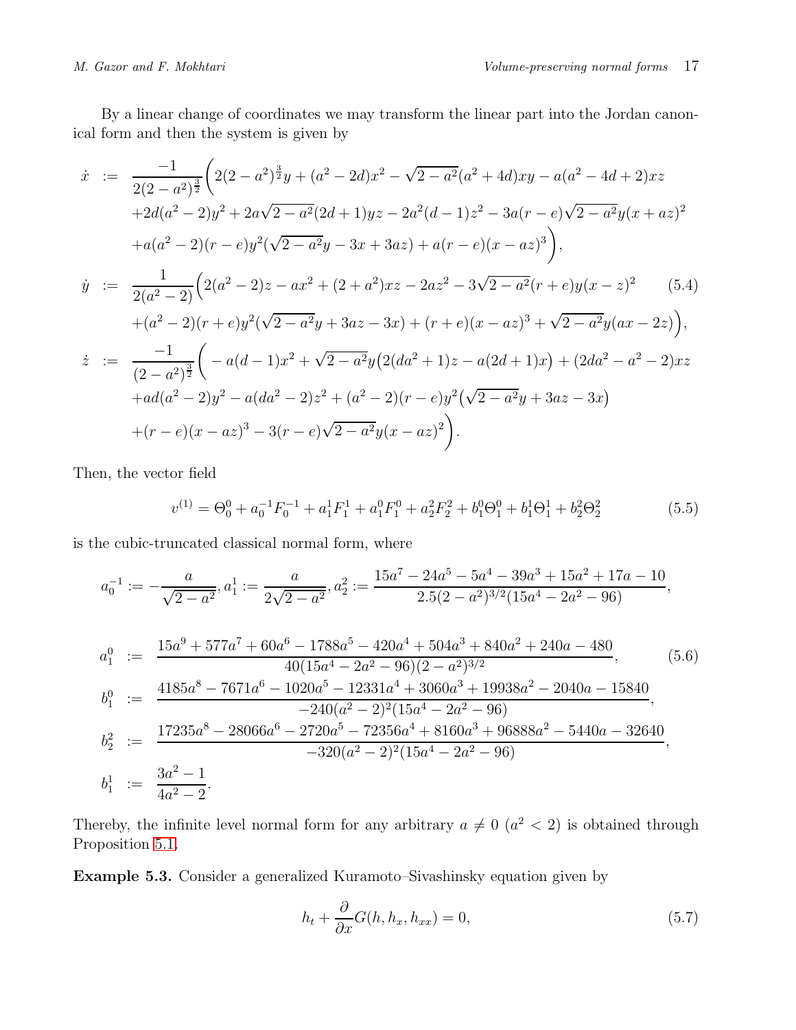By a linear change of coordinates we may transform the linear part into the Jordan canonical form and then the system is given by

$$
\begin{aligned}
\dot{x} &:= \frac{-1}{2(2-a^2)^{\frac{3}{2}}}\Big(2(2-a^2)^{\frac{3}{2}}y + (a^2-2d)x^2 - \sqrt{2-a^2}(a^2+4d)xy - a(a^2-4d+2)xz \\
&\quad +2d(a^2-2)y^2 + 2a\sqrt{2-a^2}(2d+1)yz - 2a^2(d-1)z^2 - 3a(r-e)\sqrt{2-a^2}y(x+az)^2 \\
&\quad +a(a^2-2)(r-e)y^2(\sqrt{2-a^2}y - 3x + 3az) + a(r-e)(x-az)^3\Big), \\
\dot{y} &:= \frac{1}{2(a^2-2)}\Big(2(a^2-2)z - ax^2 + (2+a^2)xz - 2az^2 - 3\sqrt{2-a^2}(r+e)y(x-z)^2 \qquad (5.4) \\
&\quad +(a^2-2)(r+e)y^2(\sqrt{2-a^2}y + 3az - 3x) + (r+e)(x-az)^3 + \sqrt{2-a^2}y(ax-2z)\Big), \\
\dot{z} &:= \frac{-1}{(2-a^2)^{\frac{3}{2}}}\Big(-a(d-1)x^2 + \sqrt{2-a^2}y\big(2(da^2+1)z - a(2d+1)x\big) + (2da^2-a^2-2)xz \\
&\quad +ad(a^2-2)y^2 - a(da^2-2)z^2 + (a^2-2)(r-e)y^2\big(\sqrt{2-a^2}y + 3az - 3x\big) \\
&\quad +(r-e)(x-az)^3 - 3(r-e)\sqrt{2-a^2}y(x-az)^2\Big).
\end{aligned}
$$

Then, the vector field

$$
v^{(1)} = \Theta_0^0 + a_0^{-1}F_0^{-1} + a_1^1F_1^1 + a_1^0F_1^0 + a_2^2F_2^2 + b_1^0\Theta_1^0 + b_1^1\Theta_1^1 + b_2^2\Theta_2^2 \qquad (5.5)
$$

is the cubic-truncated classical normal form, where

$$
a_0^{-1} := -\frac{a}{\sqrt{2-a^2}}, a_1^1 := \frac{a}{2\sqrt{2-a^2}}, a_2^2 := \frac{15a^7 - 24a^5 - 5a^4 - 39a^3 + 15a^2 + 17a - 10}{2.5(2-a^2)^{3/2}(15a^4 - 2a^2 - 96)},
$$

$$
\begin{aligned}
a_1^0 &:= \frac{15a^9 + 577a^7 + 60a^6 - 1788a^5 - 420a^4 + 504a^3 + 840a^2 + 240a - 480}{40(15a^4 - 2a^2 - 96)(2-a^2)^{3/2}}, \qquad (5.6) \\
b_1^0 &:= \frac{4185a^8 - 7671a^6 - 1020a^5 - 12331a^4 + 3060a^3 + 19938a^2 - 2040a - 15840}{-240(a^2-2)^2(15a^4 - 2a^2 - 96)}, \\
b_2^2 &:= \frac{17235a^8 - 28066a^6 - 2720a^5 - 72356a^4 + 8160a^3 + 96888a^2 - 5440a - 32640}{-320(a^2-2)^2(15a^4 - 2a^2 - 96)}, \\
b_1^1 &:= \frac{3a^2 - 1}{4a^2 - 2}.
\end{aligned}
$$

Thereby, the infinite level normal form for any arbitrary $a \neq 0$ ($a^2 < 2$) is obtained through Proposition 5.1.

**Example 5.3.** Consider a generalized Kuramoto–Sivashinsky equation given by

$$
h_t + \frac{\partial}{\partial x}G(h, h_x, h_{xx}) = 0, \qquad (5.7)
$$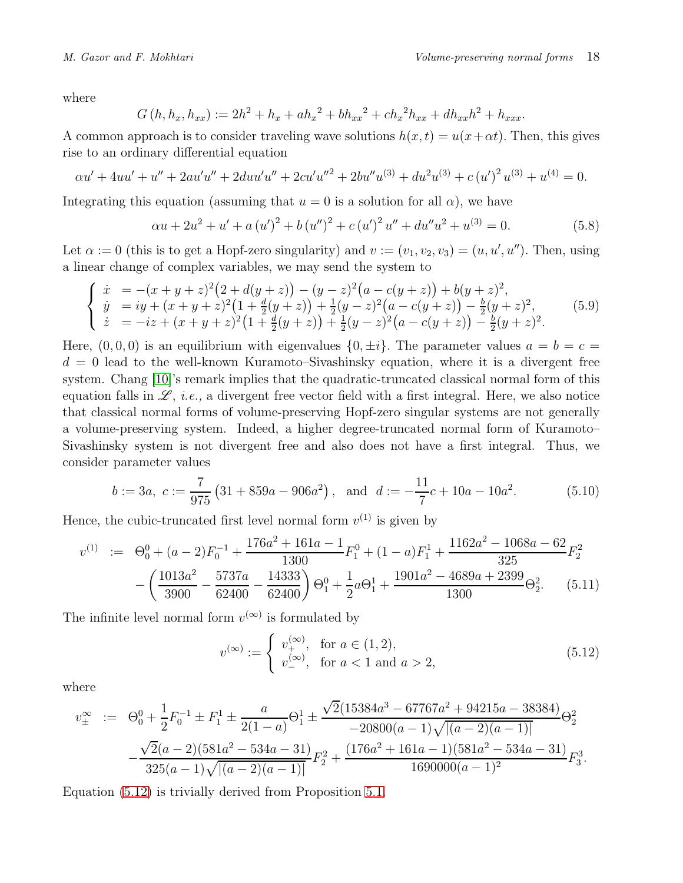where

$$G\left(h, h_x, h_{xx}\right) := 2h^2 + h_x + a{h_x}^2 + b{h_{xx}}^2 + c{h_x}^2 h_{xx} + dh_{xx}h^2 + h_{xxx}.$$

A common approach is to consider traveling wave solutions $h(x,t) = u(x+\alpha t)$. Then, this gives rise to an ordinary differential equation

$$\alpha u' + 4uu' + u'' + 2au'u'' + 2duu'u'' + 2cu'u''^2 + 2bu''u^{(3)} + du^2u^{(3)} + c\left(u'\right)^2 u^{(3)} + u^{(4)} = 0.$$

Integrating this equation (assuming that $u = 0$ is a solution for all $\alpha$), we have

$$\alpha u + 2u^2 + u' + a\left(u'\right)^2 + b\left(u''\right)^2 + c\left(u'\right)^2 u'' + du''u^2 + u^{(3)} = 0. \tag{5.8}$$

Let $\alpha := 0$ (this is to get a Hopf-zero singularity) and $v := (v_1, v_2, v_3) = (u, u', u'')$. Then, using a linear change of complex variables, we may send the system to

$$\begin{cases} \dot{x} &= -(x+y+z)^2\big(2+d(y+z)\big) - (y-z)^2\big(a-c(y+z)\big) + b(y+z)^2, \\ \dot{y} &= iy + (x+y+z)^2\big(1+\frac{d}{2}(y+z)\big) + \frac{1}{2}(y-z)^2\big(a-c(y+z)\big) - \frac{b}{2}(y+z)^2, \\ \dot{z} &= -iz + (x+y+z)^2\big(1+\frac{d}{2}(y+z)\big) + \frac{1}{2}(y-z)^2\big(a-c(y+z)\big) - \frac{b}{2}(y+z)^2. \end{cases} \tag{5.9}$$

Here, $(0,0,0)$ is an equilibrium with eigenvalues $\{0, \pm i\}$. The parameter values $a = b = c = d = 0$ lead to the well-known Kuramoto–Sivashinsky equation, where it is a divergent free system. Chang [10]'s remark implies that the quadratic-truncated classical normal form of this equation falls in $\mathscr{L}$, *i.e.,* a divergent free vector field with a first integral. Here, we also notice that classical normal forms of volume-preserving Hopf-zero singular systems are not generally a volume-preserving system. Indeed, a higher degree-truncated normal form of Kuramoto–Sivashinsky system is not divergent free and also does not have a first integral. Thus, we consider parameter values

$$b := 3a,\ c := \frac{7}{975}\left(31 + 859a - 906a^2\right),\ \text{ and }\ d := -\frac{11}{7}c + 10a - 10a^2. \tag{5.10}$$

Hence, the cubic-truncated first level normal form $v^{(1)}$ is given by

$$\begin{aligned} v^{(1)} \;:=\;& \Theta_0^0 + (a-2)F_0^{-1} + \frac{176a^2 + 161a - 1}{1300}F_1^0 + (1-a)F_1^1 + \frac{1162a^2 - 1068a - 62}{325}F_2^2 \\ & - \left(\frac{1013a^2}{3900} - \frac{5737a}{62400} - \frac{14333}{62400}\right)\Theta_1^0 + \frac{1}{2}a\Theta_1^1 + \frac{1901a^2 - 4689a + 2399}{1300}\Theta_2^2. \end{aligned} \tag{5.11}$$

The infinite level normal form $v^{(\infty)}$ is formulated by

$$v^{(\infty)} := \begin{cases} v_+^{(\infty)}, & \text{for } a \in (1,2), \\ v_-^{(\infty)}, & \text{for } a < 1 \text{ and } a > 2, \end{cases} \tag{5.12}$$

where

$$\begin{aligned} v_\pm^\infty \;:=\;& \Theta_0^0 + \frac{1}{2}F_0^{-1} \pm F_1^1 \pm \frac{a}{2(1-a)}\Theta_1^1 \pm \frac{\sqrt{2}(15384a^3 - 67767a^2 + 94215a - 38384)}{-20800(a-1)\sqrt{|(a-2)(a-1)|}}\Theta_2^2 \\ & - \frac{\sqrt{2}(a-2)(581a^2 - 534a - 31)}{325(a-1)\sqrt{|(a-2)(a-1)|}}F_2^2 + \frac{(176a^2 + 161a - 1)(581a^2 - 534a - 31)}{1690000(a-1)^2}F_3^3. \end{aligned}$$

Equation (5.12) is trivially derived from Proposition 5.1.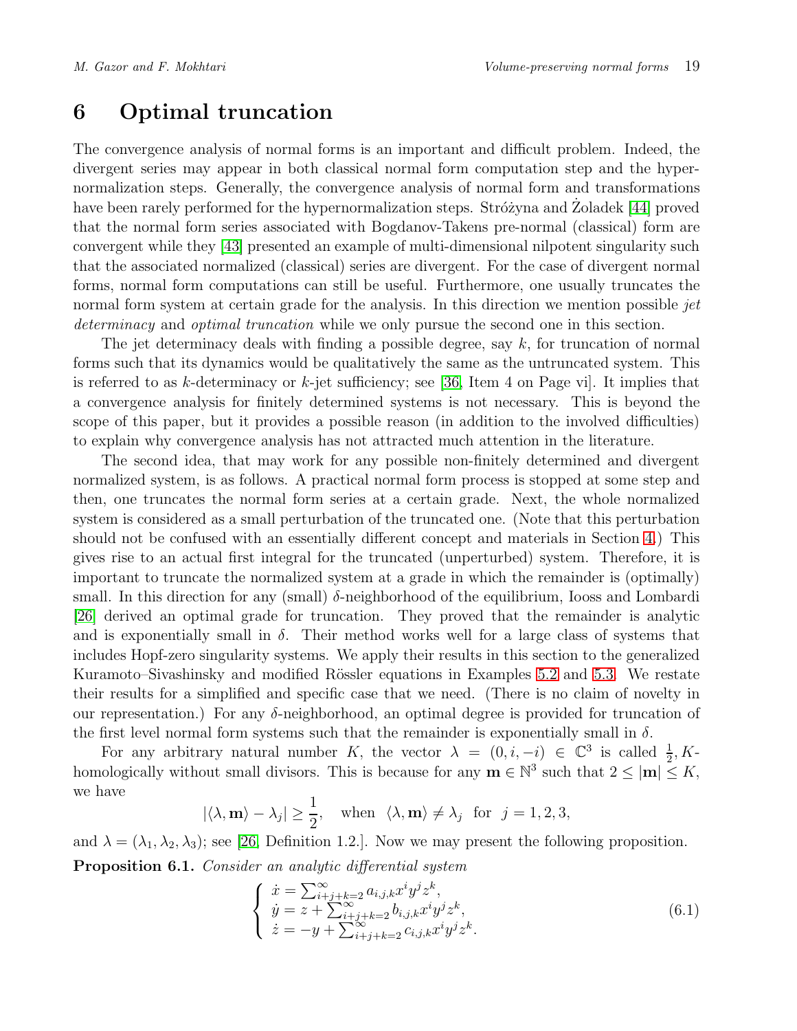## 6 Optimal truncation

The convergence analysis of normal forms is an important and difficult problem. Indeed, the divergent series may appear in both classical normal form computation step and the hypernormalization steps. Generally, the convergence analysis of normal form and transformations have been rarely performed for the hypernormalization steps. Stróżyna and Żoladek [44] proved that the normal form series associated with Bogdanov-Takens pre-normal (classical) form are convergent while they [43] presented an example of multi-dimensional nilpotent singularity such that the associated normalized (classical) series are divergent. For the case of divergent normal forms, normal form computations can still be useful. Furthermore, one usually truncates the normal form system at certain grade for the analysis. In this direction we mention possible *jet determinacy* and *optimal truncation* while we only pursue the second one in this section.

The jet determinacy deals with finding a possible degree, say $k$, for truncation of normal forms such that its dynamics would be qualitatively the same as the untruncated system. This is referred to as $k$-determinacy or $k$-jet sufficiency; see [36, Item 4 on Page vi]. It implies that a convergence analysis for finitely determined systems is not necessary. This is beyond the scope of this paper, but it provides a possible reason (in addition to the involved difficulties) to explain why convergence analysis has not attracted much attention in the literature.

The second idea, that may work for any possible non-finitely determined and divergent normalized system, is as follows. A practical normal form process is stopped at some step and then, one truncates the normal form series at a certain grade. Next, the whole normalized system is considered as a small perturbation of the truncated one. (Note that this perturbation should not be confused with an essentially different concept and materials in Section 4.) This gives rise to an actual first integral for the truncated (unperturbed) system. Therefore, it is important to truncate the normalized system at a grade in which the remainder is (optimally) small. In this direction for any (small) $\delta$-neighborhood of the equilibrium, Iooss and Lombardi [26] derived an optimal grade for truncation. They proved that the remainder is analytic and is exponentially small in $\delta$. Their method works well for a large class of systems that includes Hopf-zero singularity systems. We apply their results in this section to the generalized Kuramoto–Sivashinsky and modified Rössler equations in Examples 5.2 and 5.3. We restate their results for a simplified and specific case that we need. (There is no claim of novelty in our representation.) For any $\delta$-neighborhood, an optimal degree is provided for truncation of the first level normal form systems such that the remainder is exponentially small in $\delta$.

For any arbitrary natural number $K$, the vector $\lambda = (0, i, -i) \in \mathbb{C}^3$ is called $\frac{1}{2}, K$-homologically without small divisors. This is because for any $\mathbf{m} \in \mathbb{N}^3$ such that $2 \leq |\mathbf{m}| \leq K$, we have

$$|\langle \lambda, \mathbf{m} \rangle - \lambda_j| \geq \frac{1}{2}, \quad \text{when} \;\; \langle \lambda, \mathbf{m} \rangle \neq \lambda_j \;\; \text{for} \;\; j = 1, 2, 3,$$

and $\lambda = (\lambda_1, \lambda_2, \lambda_3)$; see [26, Definition 1.2.]. Now we may present the following proposition.

**Proposition 6.1.** *Consider an analytic differential system*

$$\begin{cases} \dot{x} = \sum_{i+j+k=2}^{\infty} a_{i,j,k} x^i y^j z^k, \\ \dot{y} = z + \sum_{i+j+k=2}^{\infty} b_{i,j,k} x^i y^j z^k, \\ \dot{z} = -y + \sum_{i+j+k=2}^{\infty} c_{i,j,k} x^i y^j z^k. \end{cases} \tag{6.1}$$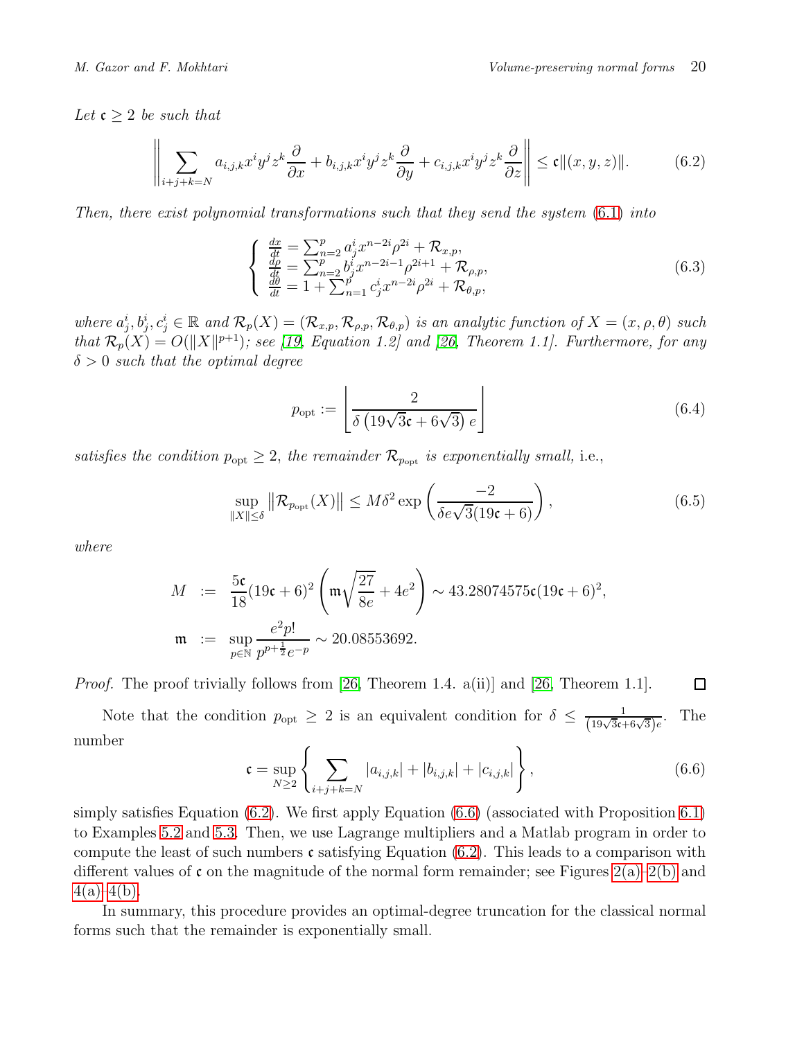*Let $\mathfrak{c} \geq 2$ be such that*

$$\left\| \sum_{i+j+k=N} a_{i,j,k} x^i y^j z^k \frac{\partial}{\partial x} + b_{i,j,k} x^i y^j z^k \frac{\partial}{\partial y} + c_{i,j,k} x^i y^j z^k \frac{\partial}{\partial z} \right\| \leq \mathfrak{c} \|(x, y, z)\|. \tag{6.2}$$

*Then, there exist polynomial transformations such that they send the system (6.1) into*

$$\begin{cases} \frac{dx}{dt} = \sum_{n=2}^{p} a_j^i x^{n-2i} \rho^{2i} + \mathcal{R}_{x,p}, \\ \frac{d\rho}{dt} = \sum_{n=2}^{p} b_j^i x^{n-2i-1} \rho^{2i+1} + \mathcal{R}_{\rho,p}, \\ \frac{d\theta}{dt} = 1 + \sum_{n=1}^{p} c_j^i x^{n-2i} \rho^{2i} + \mathcal{R}_{\theta,p}, \end{cases} \tag{6.3}$$

*where $a_j^i, b_j^i, c_j^i \in \mathbb{R}$ and $\mathcal{R}_p(X) = (\mathcal{R}_{x,p}, \mathcal{R}_{\rho,p}, \mathcal{R}_{\theta,p})$ is an analytic function of $X = (x, \rho, \theta)$ such that $\mathcal{R}_p(X) = O(\|X\|^{p+1})$; see [19, Equation 1.2] and [26, Theorem 1.1]. Furthermore, for any $\delta > 0$ such that the optimal degree*

$$p_{\text{opt}} := \left\lfloor \frac{2}{\delta \left(19\sqrt{3}\mathfrak{c} + 6\sqrt{3}\right) e} \right\rfloor \tag{6.4}$$

*satisfies the condition $p_{\text{opt}} \geq 2$, the remainder $\mathcal{R}_{p_{\text{opt}}}$ is exponentially small,* i.e.,

$$\sup_{\|X\| \leq \delta} \left\| \mathcal{R}_{p_{\text{opt}}}(X) \right\| \leq M \delta^2 \exp\left( \frac{-2}{\delta e \sqrt{3}(19\mathfrak{c} + 6)} \right), \tag{6.5}$$

*where*

$$\begin{aligned} M &:= \frac{5\mathfrak{c}}{18}(19\mathfrak{c} + 6)^2 \left( \mathfrak{m} \sqrt{\frac{27}{8e}} + 4e^2 \right) \sim 43.28074575\mathfrak{c}(19\mathfrak{c} + 6)^2, \\ \mathfrak{m} &:= \sup_{p \in \mathbb{N}} \frac{e^2 p!}{p^{p+\frac{1}{2}} e^{-p}} \sim 20.08553692. \end{aligned}$$

*Proof.* The proof trivially follows from [26, Theorem 1.4. a(ii)] and [26, Theorem 1.1]. □

Note that the condition $p_{\text{opt}} \geq 2$ is an equivalent condition for $\delta \leq \frac{1}{(19\sqrt{3}\mathfrak{c} + 6\sqrt{3})e}$. The number

$$\mathfrak{c} = \sup_{N \geq 2} \left\{ \sum_{i+j+k=N} |a_{i,j,k}| + |b_{i,j,k}| + |c_{i,j,k}| \right\}, \tag{6.6}$$

simply satisfies Equation (6.2). We first apply Equation (6.6) (associated with Proposition 6.1) to Examples 5.2 and 5.3. Then, we use Lagrange multipliers and a Matlab program in order to compute the least of such numbers $\mathfrak{c}$ satisfying Equation (6.2). This leads to a comparison with different values of $\mathfrak{c}$ on the magnitude of the normal form remainder; see Figures 2(a)–2(b) and 4(a)–4(b).

In summary, this procedure provides an optimal-degree truncation for the classical normal forms such that the remainder is exponentially small.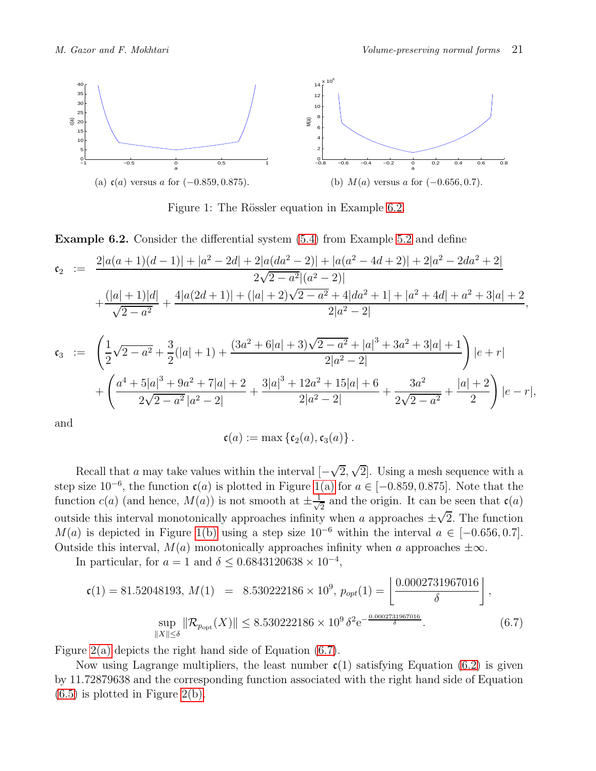(a) $\mathfrak{c}(a)$ versus $a$ for $(-0.859, 0.875)$.

(b) $M(a)$ versus $a$ for $(-0.656, 0.7)$.

Figure 1: The Rössler equation in Example 6.2.

**Example 6.2.** Consider the differential system (5.4) from Example 5.2 and define

$$
\begin{aligned}
\mathfrak{c}_2 \;:=\;& \frac{2|a(a+1)(d-1)| + |a^2-2d| + 2|a(da^2-2)| + |a(a^2-4d+2)| + 2|a^2-2da^2+2|}{2\sqrt{2-a^2}|(a^2-2)|} \\
&+ \frac{(|a|+1)|d|}{\sqrt{2-a^2}} + \frac{4|a(2d+1)| + (|a|+2)\sqrt{2-a^2} + 4|da^2+1| + |a^2+4d| + a^2 + 3|a| + 2}{2|a^2-2|},
\end{aligned}
$$

$$
\begin{aligned}
\mathfrak{c}_3 \;:=\;& \left(\frac{1}{2}\sqrt{2-a^2} + \frac{3}{2}(|a|+1) + \frac{(3a^2+6|a|+3)\sqrt{2-a^2} + |a|^3 + 3a^2 + 3|a| + 1}{2|a^2-2|}\right)|e+r| \\
&+ \left(\frac{a^4 + 5|a|^3 + 9a^2 + 7|a| + 2}{2\sqrt{2-a^2}\,|a^2-2|} + \frac{3|a|^3 + 12a^2 + 15|a| + 6}{2|a^2-2|} + \frac{3a^2}{2\sqrt{2-a^2}} + \frac{|a|+2}{2}\right)|e-r|,
\end{aligned}
$$

and

$$
\mathfrak{c}(a) := \max\left\{\mathfrak{c}_2(a), \mathfrak{c}_3(a)\right\}.
$$

Recall that $a$ may take values within the interval $[-\sqrt{2}, \sqrt{2}]$. Using a mesh sequence with a step size $10^{-6}$, the function $\mathfrak{c}(a)$ is plotted in Figure 1(a) for $a \in [-0.859, 0.875]$. Note that the function $c(a)$ (and hence, $M(a)$) is not smooth at $\pm\frac{1}{\sqrt{2}}$ and the origin. It can be seen that $\mathfrak{c}(a)$ outside this interval monotonically approaches infinity when $a$ approaches $\pm\sqrt{2}$. The function $M(a)$ is depicted in Figure 1(b) using a step size $10^{-6}$ within the interval $a \in [-0.656, 0.7]$. Outside this interval, $M(a)$ monotonically approaches infinity when $a$ approaches $\pm\infty$.

In particular, for $a = 1$ and $\delta \leq 0.6843120638 \times 10^{-4}$,

$$
\mathfrak{c}(1) = 81.52048193,\; M(1) \;=\; 8.530222186 \times 10^9,\; p_{opt}(1) = \left\lfloor \frac{0.0002731967016}{\delta} \right\rfloor,
$$

$$
\sup_{\|X\|\leq\delta} \|\mathcal{R}_{p_{\rm opt}}(X)\| \leq 8.530222186 \times 10^9\, \delta^2 e^{-\frac{0.0002731967016}{\delta}}. \tag{6.7}
$$

Figure 2(a) depicts the right hand side of Equation (6.7).

Now using Lagrange multipliers, the least number $\mathfrak{c}(1)$ satisfying Equation (6.2) is given by 11.72879638 and the corresponding function associated with the right hand side of Equation (6.5) is plotted in Figure 2(b).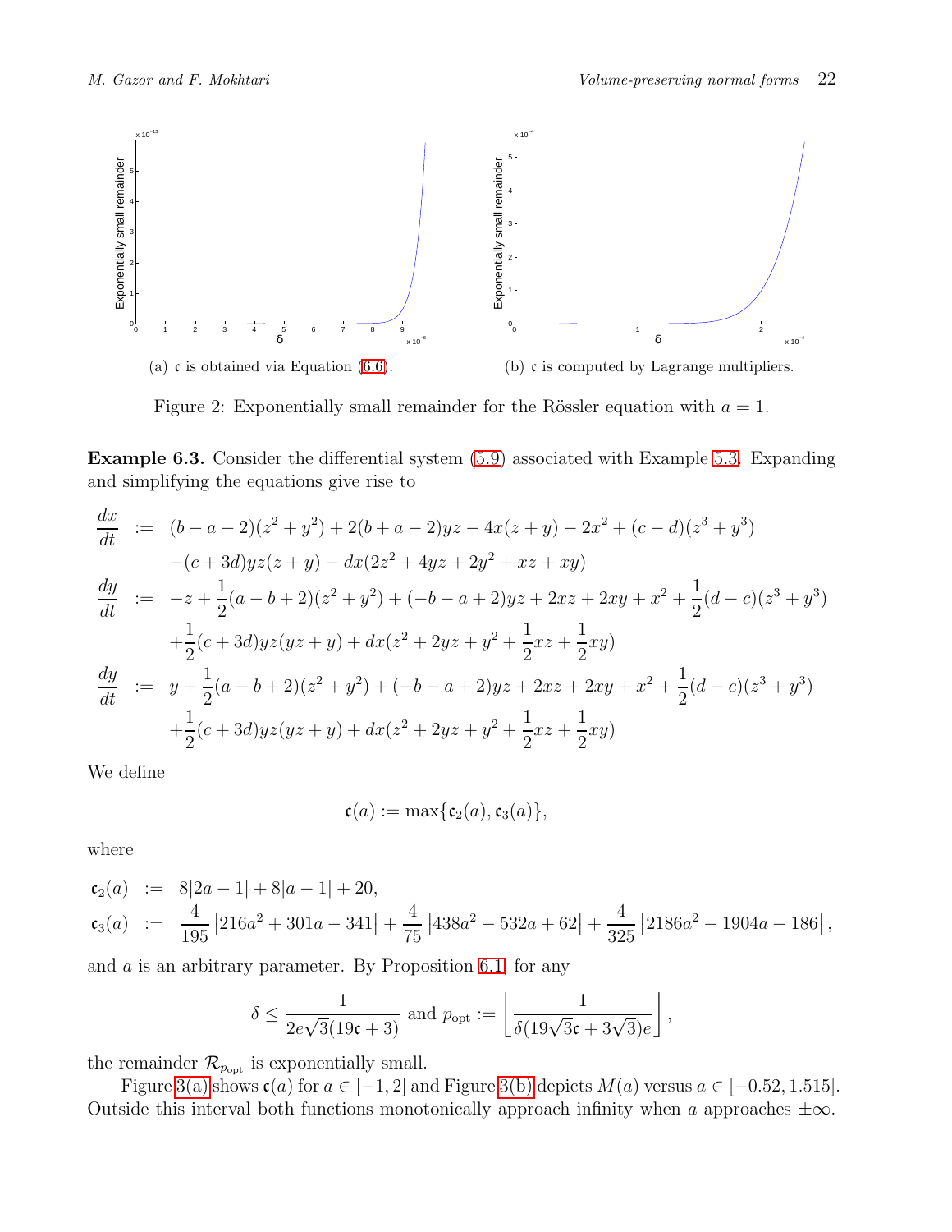(a) $\mathfrak{c}$ is obtained via Equation (6.6).

(b) $\mathfrak{c}$ is computed by Lagrange multipliers.

Figure 2: Exponentially small remainder for the Rössler equation with $a = 1$.

**Example 6.3.** Consider the differential system (5.9) associated with Example 5.3. Expanding and simplifying the equations give rise to

$$
\begin{aligned}
\frac{dx}{dt} &:= (b-a-2)(z^2+y^2)+2(b+a-2)yz-4x(z+y)-2x^2+(c-d)(z^3+y^3)\\
&\quad -(c+3d)yz(z+y)-dx(2z^2+4yz+2y^2+xz+xy)\\
\frac{dy}{dt} &:= -z+\frac{1}{2}(a-b+2)(z^2+y^2)+(-b-a+2)yz+2xz+2xy+x^2+\frac{1}{2}(d-c)(z^3+y^3)\\
&\quad +\frac{1}{2}(c+3d)yz(yz+y)+dx(z^2+2yz+y^2+\frac{1}{2}xz+\frac{1}{2}xy)\\
\frac{dy}{dt} &:= y+\frac{1}{2}(a-b+2)(z^2+y^2)+(-b-a+2)yz+2xz+2xy+x^2+\frac{1}{2}(d-c)(z^3+y^3)\\
&\quad +\frac{1}{2}(c+3d)yz(yz+y)+dx(z^2+2yz+y^2+\frac{1}{2}xz+\frac{1}{2}xy)
\end{aligned}
$$

We define

$$
\mathfrak{c}(a) := \max\{\mathfrak{c}_2(a), \mathfrak{c}_3(a)\},
$$

where

$$
\begin{aligned}
\mathfrak{c}_2(a) &:= 8|2a-1|+8|a-1|+20,\\
\mathfrak{c}_3(a) &:= \frac{4}{195}\left|216a^2+301a-341\right|+\frac{4}{75}\left|438a^2-532a+62\right|+\frac{4}{325}\left|2186a^2-1904a-186\right|,
\end{aligned}
$$

and $a$ is an arbitrary parameter. By Proposition 6.1, for any

$$
\delta \leq \frac{1}{2e\sqrt{3}(19\mathfrak{c}+3)} \text{ and } p_{\text{opt}} := \left\lfloor \frac{1}{\delta(19\sqrt{3}\mathfrak{c}+3\sqrt{3})e} \right\rfloor,
$$

the remainder $\mathcal{R}_{p_{\text{opt}}}$ is exponentially small.

Figure 3(a) shows $\mathfrak{c}(a)$ for $a \in [-1, 2]$ and Figure 3(b) depicts $M(a)$ versus $a \in [-0.52, 1.515]$. Outside this interval both functions monotonically approach infinity when $a$ approaches $\pm\infty$.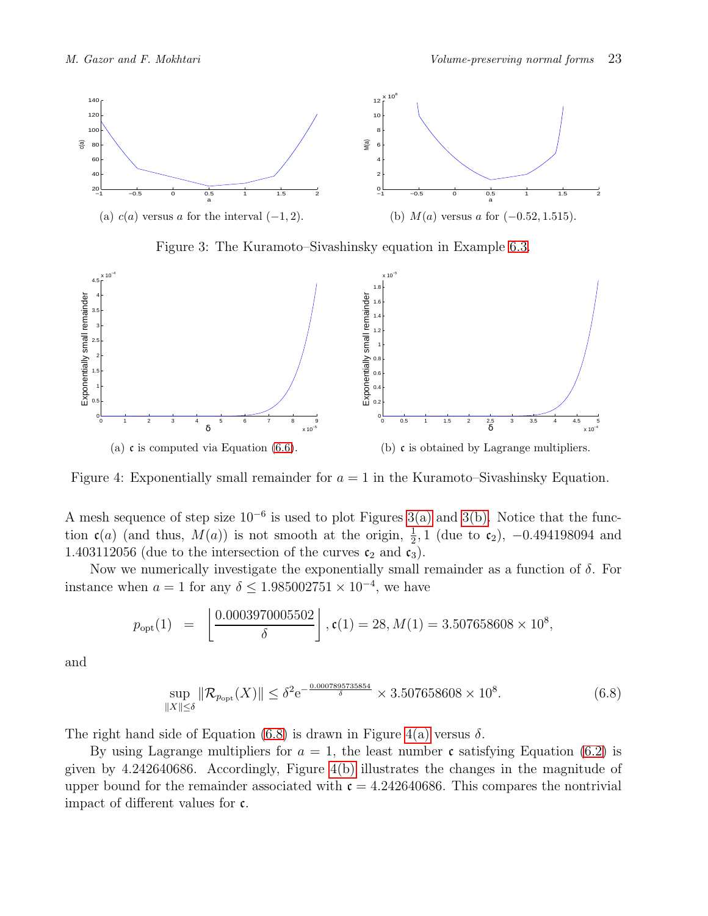(a) $c(a)$ versus $a$ for the interval $(-1, 2)$.

(b) $M(a)$ versus $a$ for $(-0.52, 1.515)$.

Figure 3: The Kuramoto–Sivashinsky equation in Example 6.3.

(a) $\mathfrak{c}$ is computed via Equation (6.6).

(b) $\mathfrak{c}$ is obtained by Lagrange multipliers.

Figure 4: Exponentially small remainder for $a = 1$ in the Kuramoto–Sivashinsky Equation.

A mesh sequence of step size $10^{-6}$ is used to plot Figures 3(a) and 3(b). Notice that the function $\mathfrak{c}(a)$ (and thus, $M(a)$) is not smooth at the origin, $\frac{1}{2}, 1$ (due to $\mathfrak{c}_2$), $-0.494198094$ and $1.403112056$ (due to the intersection of the curves $\mathfrak{c}_2$ and $\mathfrak{c}_3$).

Now we numerically investigate the exponentially small remainder as a function of $\delta$. For instance when $a = 1$ for any $\delta \leq 1.985002751 \times 10^{-4}$, we have

$$p_{\text{opt}}(1) \;\; = \;\; \left\lfloor \frac{0.0003970005502}{\delta} \right\rfloor, \mathfrak{c}(1) = 28, M(1) = 3.507658608 \times 10^{8},$$

and

$$\sup_{\|X\| \leq \delta} \|\mathcal{R}_{p_{\text{opt}}}(X)\| \leq \delta^2 \mathrm{e}^{-\frac{0.0007895735854}{\delta}} \times 3.507658608 \times 10^{8}. \tag{6.8}$$

The right hand side of Equation (6.8) is drawn in Figure 4(a) versus $\delta$.

By using Lagrange multipliers for $a = 1$, the least number $\mathfrak{c}$ satisfying Equation (6.2) is given by 4.242640686. Accordingly, Figure 4(b) illustrates the changes in the magnitude of upper bound for the remainder associated with $\mathfrak{c} = 4.242640686$. This compares the nontrivial impact of different values for $\mathfrak{c}$.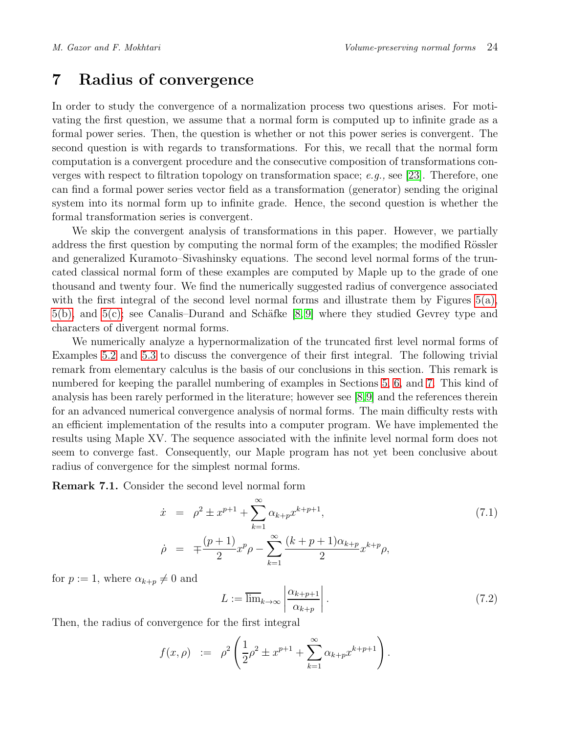# 7 Radius of convergence

In order to study the convergence of a normalization process two questions arises. For motivating the first question, we assume that a normal form is computed up to infinite grade as a formal power series. Then, the question is whether or not this power series is convergent. The second question is with regards to transformations. For this, we recall that the normal form computation is a convergent procedure and the consecutive composition of transformations converges with respect to filtration topology on transformation space; *e.g.,* see [23]. Therefore, one can find a formal power series vector field as a transformation (generator) sending the original system into its normal form up to infinite grade. Hence, the second question is whether the formal transformation series is convergent.

We skip the convergent analysis of transformations in this paper. However, we partially address the first question by computing the normal form of the examples; the modified Rössler and generalized Kuramoto–Sivashinsky equations. The second level normal forms of the truncated classical normal form of these examples are computed by Maple up to the grade of one thousand and twenty four. We find the numerically suggested radius of convergence associated with the first integral of the second level normal forms and illustrate them by Figures 5(a), 5(b), and 5(c); see Canalis–Durand and Schäfke [8, 9] where they studied Gevrey type and characters of divergent normal forms.

We numerically analyze a hypernormalization of the truncated first level normal forms of Examples 5.2 and 5.3 to discuss the convergence of their first integral. The following trivial remark from elementary calculus is the basis of our conclusions in this section. This remark is numbered for keeping the parallel numbering of examples in Sections 5, 6, and 7. This kind of analysis has been rarely performed in the literature; however see [8, 9] and the references therein for an advanced numerical convergence analysis of normal forms. The main difficulty rests with an efficient implementation of the results into a computer program. We have implemented the results using Maple XV. The sequence associated with the infinite level normal form does not seem to converge fast. Consequently, our Maple program has not yet been conclusive about radius of convergence for the simplest normal forms.

**Remark 7.1.** Consider the second level normal form

$$
\begin{aligned}
\dot{x} &= \rho^2 \pm x^{p+1} + \sum_{k=1}^{\infty} \alpha_{k+p} x^{k+p+1}, \\
\dot{\rho} &= \mp \frac{(p+1)}{2} x^p \rho - \sum_{k=1}^{\infty} \frac{(k+p+1)\alpha_{k+p}}{2} x^{k+p} \rho,
\end{aligned}
\tag{7.1}
$$

for $p := 1$, where $\alpha_{k+p} \neq 0$ and

$$
L := \overline{\lim}_{k\to\infty} \left| \frac{\alpha_{k+p+1}}{\alpha_{k+p}} \right|. \tag{7.2}
$$

Then, the radius of convergence for the first integral

$$
f(x, \rho) := \rho^2 \left( \frac{1}{2}\rho^2 \pm x^{p+1} + \sum_{k=1}^{\infty} \alpha_{k+p} x^{k+p+1} \right).
$$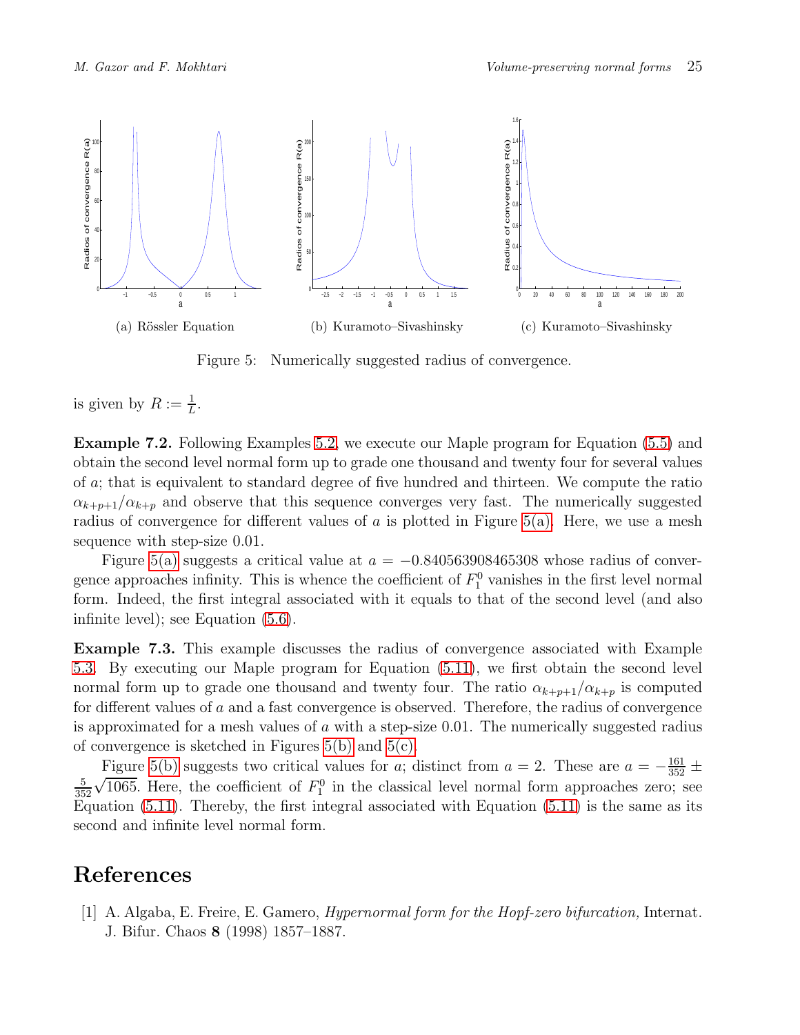(a) Rössler Equation (b) Kuramoto–Sivashinsky (c) Kuramoto–Sivashinsky

Figure 5: Numerically suggested radius of convergence.

is given by $R := \frac{1}{L}$.

**Example 7.2.** Following Examples 5.2, we execute our Maple program for Equation (5.5) and obtain the second level normal form up to grade one thousand and twenty four for several values of $a$; that is equivalent to standard degree of five hundred and thirteen. We compute the ratio $\alpha_{k+p+1}/\alpha_{k+p}$ and observe that this sequence converges very fast. The numerically suggested radius of convergence for different values of $a$ is plotted in Figure 5(a). Here, we use a mesh sequence with step-size 0.01.

Figure 5(a) suggests a critical value at $a = -0.840563908465308$ whose radius of convergence approaches infinity. This is whence the coefficient of $F_1^0$ vanishes in the first level normal form. Indeed, the first integral associated with it equals to that of the second level (and also infinite level); see Equation (5.6).

**Example 7.3.** This example discusses the radius of convergence associated with Example 5.3. By executing our Maple program for Equation (5.11), we first obtain the second level normal form up to grade one thousand and twenty four. The ratio $\alpha_{k+p+1}/\alpha_{k+p}$ is computed for different values of $a$ and a fast convergence is observed. Therefore, the radius of convergence is approximated for a mesh values of $a$ with a step-size 0.01. The numerically suggested radius of convergence is sketched in Figures 5(b) and 5(c).

Figure 5(b) suggests two critical values for $a$; distinct from $a = 2$. These are $a = -\frac{161}{352} \pm \frac{5}{352}\sqrt{1065}$. Here, the coefficient of $F_1^0$ in the classical level normal form approaches zero; see Equation (5.11). Thereby, the first integral associated with Equation (5.11) is the same as its second and infinite level normal form.

# References

[1] A. Algaba, E. Freire, E. Gamero, *Hypernormal form for the Hopf-zero bifurcation,* Internat. J. Bifur. Chaos **8** (1998) 1857–1887.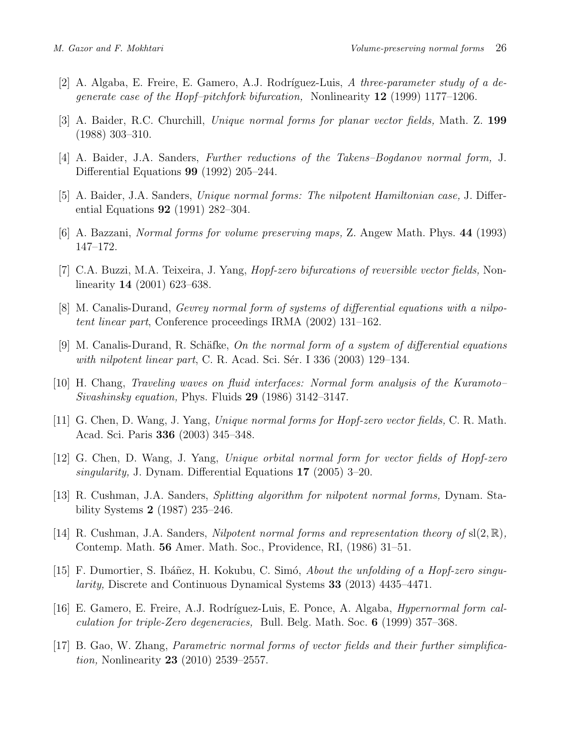[2] A. Algaba, E. Freire, E. Gamero, A.J. Rodríguez-Luis, *A three-parameter study of a degenerate case of the Hopf–pitchfork bifurcation,* Nonlinearity **12** (1999) 1177–1206.

[3] A. Baider, R.C. Churchill, *Unique normal forms for planar vector fields,* Math. Z. **199** (1988) 303–310.

[4] A. Baider, J.A. Sanders, *Further reductions of the Takens–Bogdanov normal form,* J. Differential Equations **99** (1992) 205–244.

[5] A. Baider, J.A. Sanders, *Unique normal forms: The nilpotent Hamiltonian case,* J. Differential Equations **92** (1991) 282–304.

[6] A. Bazzani, *Normal forms for volume preserving maps,* Z. Angew Math. Phys. **44** (1993) 147–172.

[7] C.A. Buzzi, M.A. Teixeira, J. Yang, *Hopf-zero bifurcations of reversible vector fields,* Nonlinearity **14** (2001) 623–638.

[8] M. Canalis-Durand, *Gevrey normal form of systems of differential equations with a nilpotent linear part*, Conference proceedings IRMA (2002) 131–162.

[9] M. Canalis-Durand, R. Schäfke, *On the normal form of a system of differential equations with nilpotent linear part*, C. R. Acad. Sci. Sér. I 336 (2003) 129–134.

[10] H. Chang, *Traveling waves on fluid interfaces: Normal form analysis of the Kuramoto–Sivashinsky equation,* Phys. Fluids **29** (1986) 3142–3147.

[11] G. Chen, D. Wang, J. Yang, *Unique normal forms for Hopf-zero vector fields,* C. R. Math. Acad. Sci. Paris **336** (2003) 345–348.

[12] G. Chen, D. Wang, J. Yang, *Unique orbital normal form for vector fields of Hopf-zero singularity,* J. Dynam. Differential Equations **17** (2005) 3–20.

[13] R. Cushman, J.A. Sanders, *Splitting algorithm for nilpotent normal forms,* Dynam. Stability Systems **2** (1987) 235–246.

[14] R. Cushman, J.A. Sanders, *Nilpotent normal forms and representation theory of* $\mathrm{sl}(2,\mathbb{R})$, Contemp. Math. **56** Amer. Math. Soc., Providence, RI, (1986) 31–51.

[15] F. Dumortier, S. Ibáñez, H. Kokubu, C. Simó, *About the unfolding of a Hopf-zero singularity,* Discrete and Continuous Dynamical Systems **33** (2013) 4435–4471.

[16] E. Gamero, E. Freire, A.J. Rodríguez-Luis, E. Ponce, A. Algaba, *Hypernormal form calculation for triple-Zero degeneracies,* Bull. Belg. Math. Soc. **6** (1999) 357–368.

[17] B. Gao, W. Zhang, *Parametric normal forms of vector fields and their further simplification,* Nonlinearity **23** (2010) 2539–2557.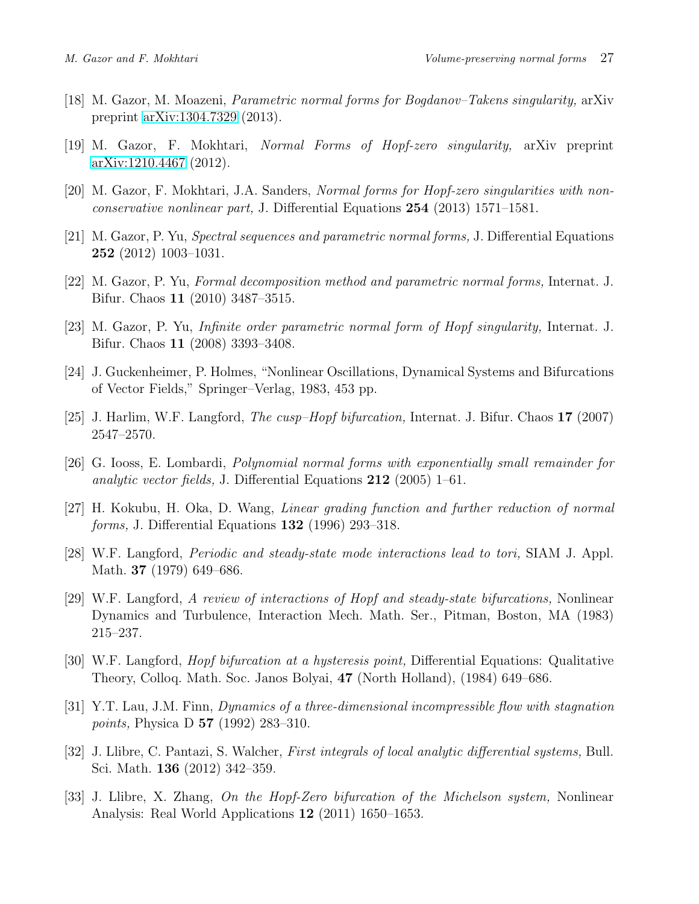[18] M. Gazor, M. Moazeni, *Parametric normal forms for Bogdanov–Takens singularity,* arXiv preprint arXiv:1304.7329 (2013).

[19] M. Gazor, F. Mokhtari, *Normal Forms of Hopf-zero singularity,* arXiv preprint arXiv:1210.4467 (2012).

[20] M. Gazor, F. Mokhtari, J.A. Sanders, *Normal forms for Hopf-zero singularities with non-conservative nonlinear part,* J. Differential Equations **254** (2013) 1571–1581.

[21] M. Gazor, P. Yu, *Spectral sequences and parametric normal forms,* J. Differential Equations **252** (2012) 1003–1031.

[22] M. Gazor, P. Yu, *Formal decomposition method and parametric normal forms,* Internat. J. Bifur. Chaos **11** (2010) 3487–3515.

[23] M. Gazor, P. Yu, *Infinite order parametric normal form of Hopf singularity,* Internat. J. Bifur. Chaos **11** (2008) 3393–3408.

[24] J. Guckenheimer, P. Holmes, "Nonlinear Oscillations, Dynamical Systems and Bifurcations of Vector Fields," Springer–Verlag, 1983, 453 pp.

[25] J. Harlim, W.F. Langford, *The cusp–Hopf bifurcation,* Internat. J. Bifur. Chaos **17** (2007) 2547–2570.

[26] G. Iooss, E. Lombardi, *Polynomial normal forms with exponentially small remainder for analytic vector fields,* J. Differential Equations **212** (2005) 1–61.

[27] H. Kokubu, H. Oka, D. Wang, *Linear grading function and further reduction of normal forms,* J. Differential Equations **132** (1996) 293–318.

[28] W.F. Langford, *Periodic and steady-state mode interactions lead to tori,* SIAM J. Appl. Math. **37** (1979) 649–686.

[29] W.F. Langford, *A review of interactions of Hopf and steady-state bifurcations,* Nonlinear Dynamics and Turbulence, Interaction Mech. Math. Ser., Pitman, Boston, MA (1983) 215–237.

[30] W.F. Langford, *Hopf bifurcation at a hysteresis point,* Differential Equations: Qualitative Theory, Colloq. Math. Soc. Janos Bolyai, **47** (North Holland), (1984) 649–686.

[31] Y.T. Lau, J.M. Finn, *Dynamics of a three-dimensional incompressible flow with stagnation points,* Physica D **57** (1992) 283–310.

[32] J. Llibre, C. Pantazi, S. Walcher, *First integrals of local analytic differential systems,* Bull. Sci. Math. **136** (2012) 342–359.

[33] J. Llibre, X. Zhang, *On the Hopf-Zero bifurcation of the Michelson system,* Nonlinear Analysis: Real World Applications **12** (2011) 1650–1653.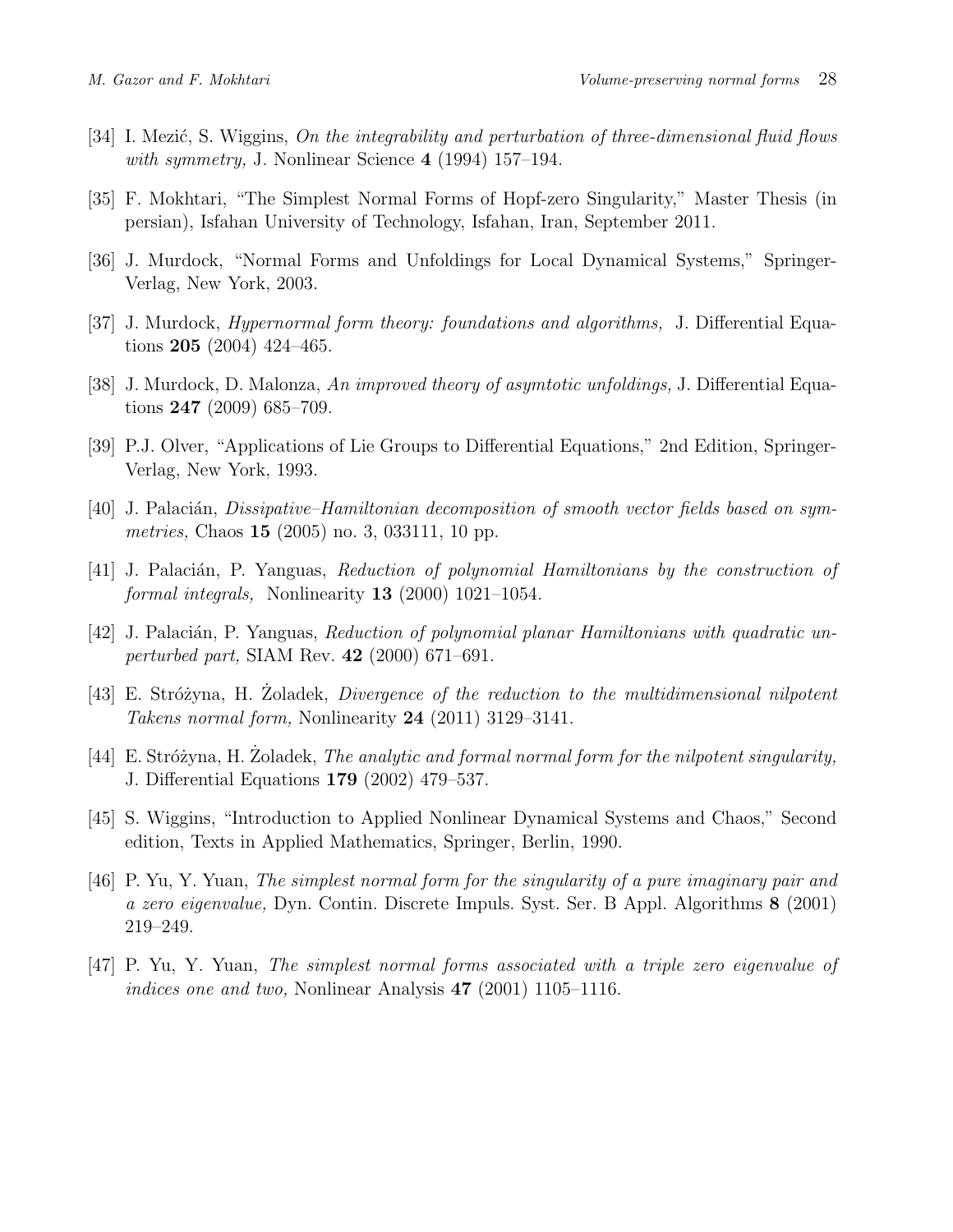[34] I. Mezić, S. Wiggins, *On the integrability and perturbation of three-dimensional fluid flows with symmetry,* J. Nonlinear Science **4** (1994) 157–194.

[35] F. Mokhtari, "The Simplest Normal Forms of Hopf-zero Singularity," Master Thesis (in persian), Isfahan University of Technology, Isfahan, Iran, September 2011.

[36] J. Murdock, "Normal Forms and Unfoldings for Local Dynamical Systems," Springer-Verlag, New York, 2003.

[37] J. Murdock, *Hypernormal form theory: foundations and algorithms,* J. Differential Equations **205** (2004) 424–465.

[38] J. Murdock, D. Malonza, *An improved theory of asymtotic unfoldings,* J. Differential Equations **247** (2009) 685–709.

[39] P.J. Olver, "Applications of Lie Groups to Differential Equations," 2nd Edition, Springer-Verlag, New York, 1993.

[40] J. Palacián, *Dissipative–Hamiltonian decomposition of smooth vector fields based on symmetries,* Chaos **15** (2005) no. 3, 033111, 10 pp.

[41] J. Palacián, P. Yanguas, *Reduction of polynomial Hamiltonians by the construction of formal integrals,* Nonlinearity **13** (2000) 1021–1054.

[42] J. Palacián, P. Yanguas, *Reduction of polynomial planar Hamiltonians with quadratic unperturbed part,* SIAM Rev. **42** (2000) 671–691.

[43] E. Stróżyna, H. Żoladek, *Divergence of the reduction to the multidimensional nilpotent Takens normal form,* Nonlinearity **24** (2011) 3129–3141.

[44] E. Stróżyna, H. Żoladek, *The analytic and formal normal form for the nilpotent singularity,* J. Differential Equations **179** (2002) 479–537.

[45] S. Wiggins, "Introduction to Applied Nonlinear Dynamical Systems and Chaos," Second edition, Texts in Applied Mathematics, Springer, Berlin, 1990.

[46] P. Yu, Y. Yuan, *The simplest normal form for the singularity of a pure imaginary pair and a zero eigenvalue,* Dyn. Contin. Discrete Impuls. Syst. Ser. B Appl. Algorithms **8** (2001) 219–249.

[47] P. Yu, Y. Yuan, *The simplest normal forms associated with a triple zero eigenvalue of indices one and two,* Nonlinear Analysis **47** (2001) 1105–1116.